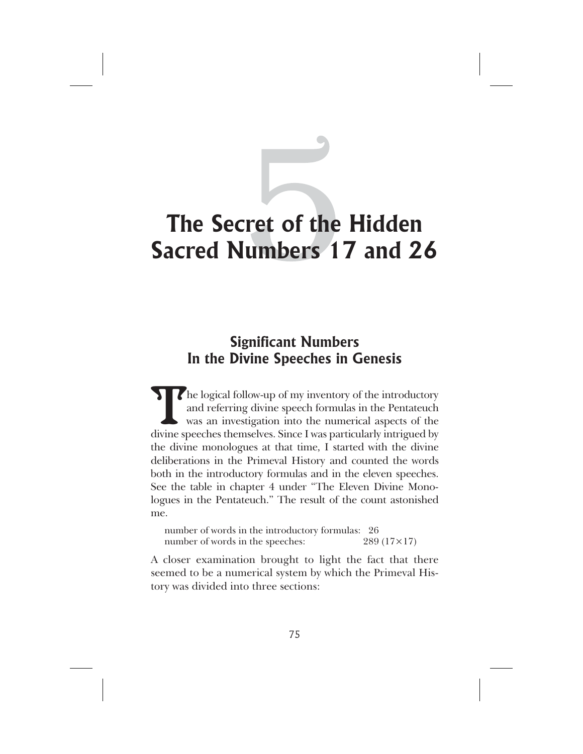# 5 The Secret of the Hidden Sacred Numbers 17 and 26

## Significant Numbers In the Divine Speeches in Genesis

The logical follow-up of my inventory of the introductory and referring divine speech formulas in the Pentateuch was an investigation into the numerical aspects of the divine speeches themselves. Since I was particularly intrigued by the divine monologues at that time, I started with the divine deliberations in the Primeval History and counted the words both in the introductory formulas and in the eleven speeches. See the table in chapter 4 under "The Eleven Divine Monologues in the Pentateuch." The result of the count astonished me.

| | |
|---|---|
| number of words in the introductory formulas: | 26 |
| number of words in the speeches: | 289 (17×17) |

A closer examination brought to light the fact that there seemed to be a numerical system by which the Primeval History was divided into three sections: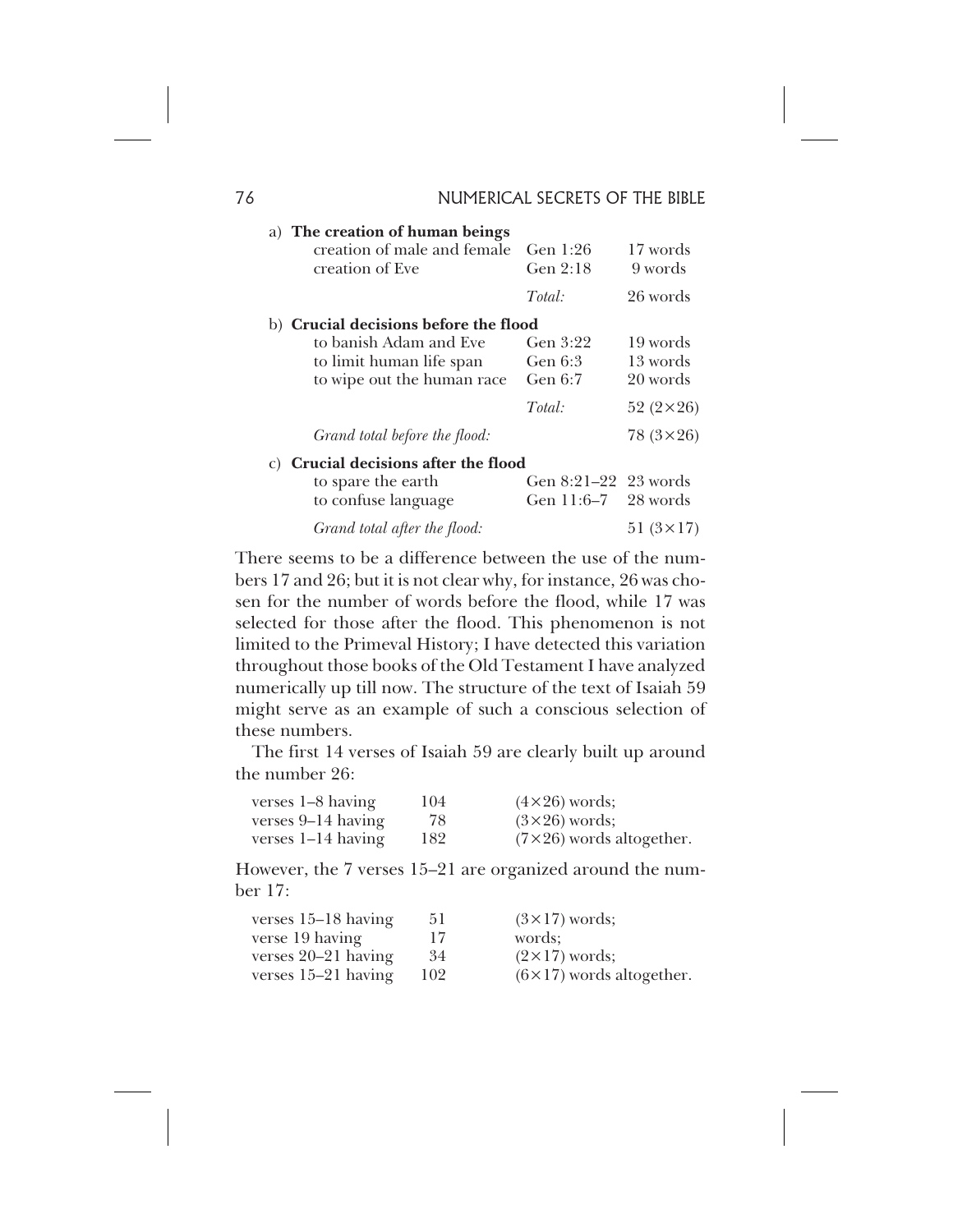| | | |
|---|---|---|
| a) **The creation of human beings** | | |
| creation of male and female | Gen 1:26 | 17 words |
| creation of Eve | Gen 2:18 | 9 words |
| | *Total:* | 26 words |
| b) **Crucial decisions before the flood** | | |
| to banish Adam and Eve | Gen 3:22 | 19 words |
| to limit human life span | Gen 6:3 | 13 words |
| to wipe out the human race | Gen 6:7 | 20 words |
| | *Total:* | 52 (2×26) |
| *Grand total before the flood:* | | 78 (3×26) |
| c) **Crucial decisions after the flood** | | |
| to spare the earth | Gen 8:21–22 | 23 words |
| to confuse language | Gen 11:6–7 | 28 words |
| *Grand total after the flood:* | | 51 (3×17) |

There seems to be a difference between the use of the numbers 17 and 26; but it is not clear why, for instance, 26 was chosen for the number of words before the flood, while 17 was selected for those after the flood. This phenomenon is not limited to the Primeval History; I have detected this variation throughout those books of the Old Testament I have analyzed numerically up till now. The structure of the text of Isaiah 59 might serve as an example of such a conscious selection of these numbers.

The first 14 verses of Isaiah 59 are clearly built up around the number 26:

| | | |
|---|---|---|
| verses 1–8 having | 104 | (4×26) words; |
| verses 9–14 having | 78 | (3×26) words; |
| verses 1–14 having | 182 | (7×26) words altogether. |

However, the 7 verses 15–21 are organized around the number 17:

| | | |
|---|---|---|
| verses 15–18 having | 51 | (3×17) words; |
| verse 19 having | 17 | words; |
| verses 20–21 having | 34 | (2×17) words; |
| verses 15–21 having | 102 | (6×17) words altogether. |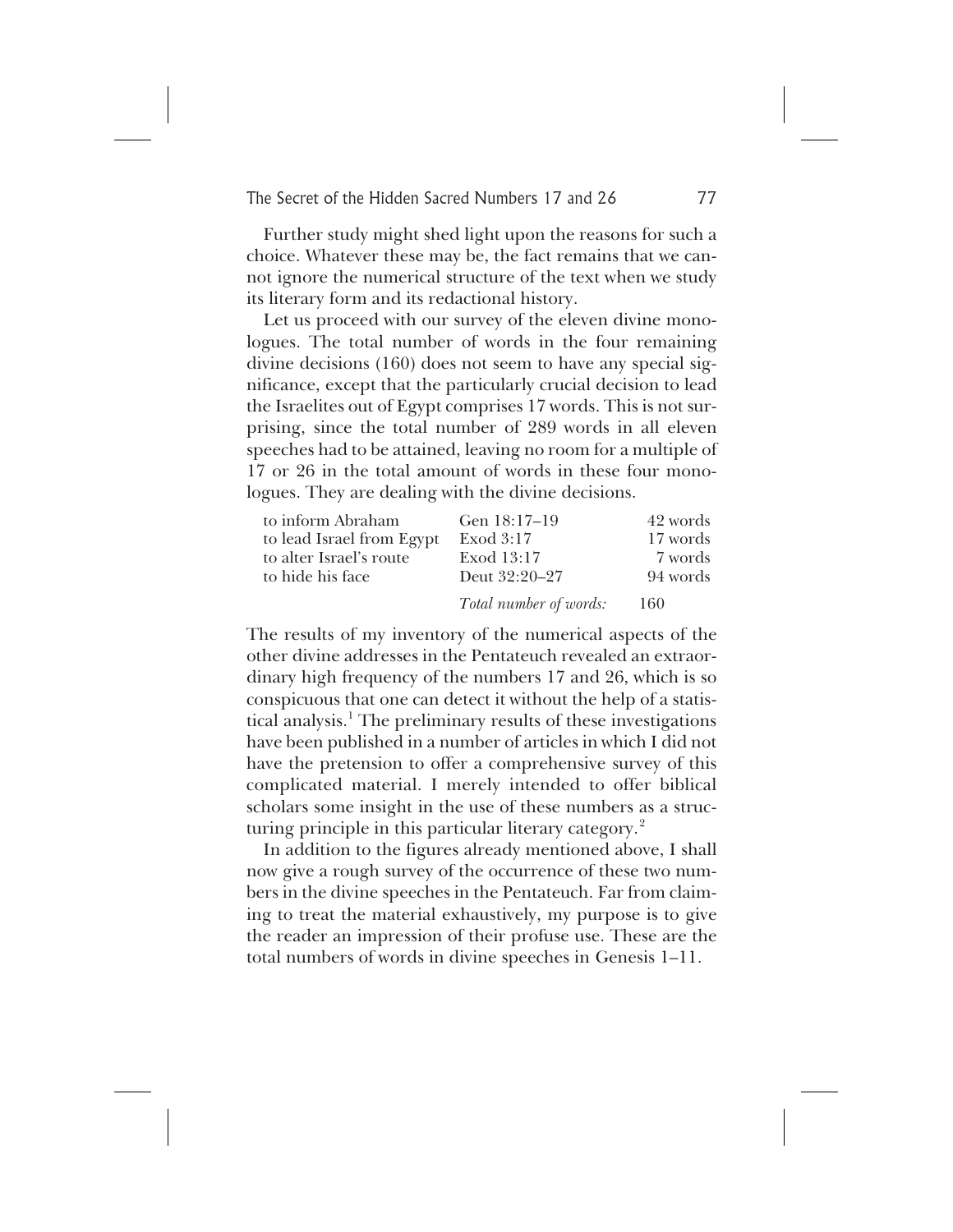Further study might shed light upon the reasons for such a choice. Whatever these may be, the fact remains that we cannot ignore the numerical structure of the text when we study its literary form and its redactional history.

Let us proceed with our survey of the eleven divine monologues. The total number of words in the four remaining divine decisions (160) does not seem to have any special significance, except that the particularly crucial decision to lead the Israelites out of Egypt comprises 17 words. This is not surprising, since the total number of 289 words in all eleven speeches had to be attained, leaving no room for a multiple of 17 or 26 in the total amount of words in these four monologues. They are dealing with the divine decisions.

| | | |
|---|---|---|
| to inform Abraham | Gen 18:17–19 | 42 words |
| to lead Israel from Egypt | Exod 3:17 | 17 words |
| to alter Israel's route | Exod 13:17 | 7 words |
| to hide his face | Deut 32:20–27 | 94 words |
| | *Total number of words:* | 160 |

The results of my inventory of the numerical aspects of the other divine addresses in the Pentateuch revealed an extraordinary high frequency of the numbers 17 and 26, which is so conspicuous that one can detect it without the help of a statistical analysis.[1] The preliminary results of these investigations have been published in a number of articles in which I did not have the pretension to offer a comprehensive survey of this complicated material. I merely intended to offer biblical scholars some insight in the use of these numbers as a structuring principle in this particular literary category.[2]

In addition to the figures already mentioned above, I shall now give a rough survey of the occurrence of these two numbers in the divine speeches in the Pentateuch. Far from claiming to treat the material exhaustively, my purpose is to give the reader an impression of their profuse use. These are the total numbers of words in divine speeches in Genesis 1–11.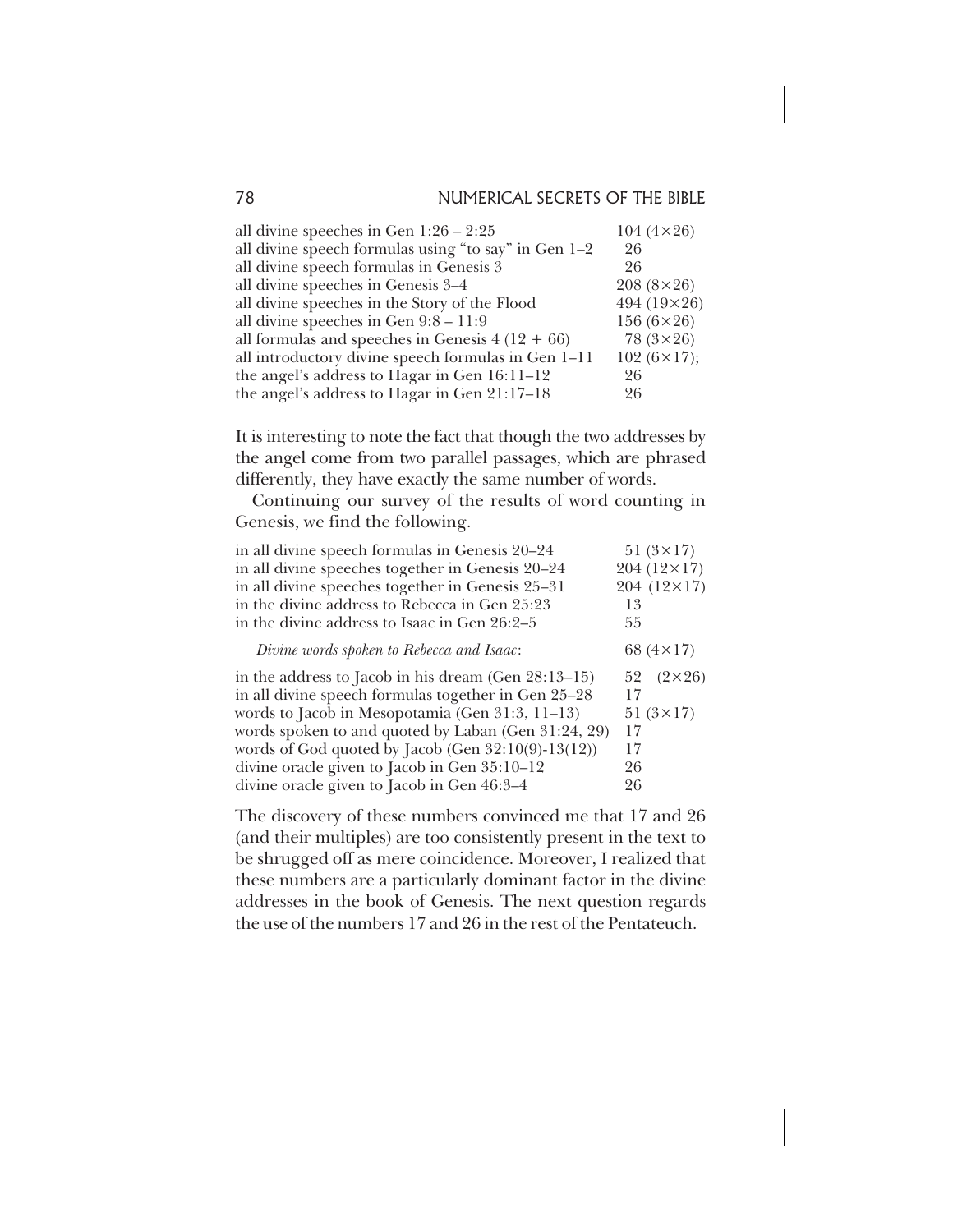| | |
|---|---|
| all divine speeches in Gen 1:26 – 2:25 | 104 (4×26) |
| all divine speech formulas using "to say" in Gen 1–2 | 26 |
| all divine speech formulas in Genesis 3 | 26 |
| all divine speeches in Genesis 3–4 | 208 (8×26) |
| all divine speeches in the Story of the Flood | 494 (19×26) |
| all divine speeches in Gen 9:8 – 11:9 | 156 (6×26) |
| all formulas and speeches in Genesis 4 (12 + 66) | 78 (3×26) |
| all introductory divine speech formulas in Gen 1–11 | 102 (6×17); |
| the angel's address to Hagar in Gen 16:11–12 | 26 |
| the angel's address to Hagar in Gen 21:17–18 | 26 |

It is interesting to note the fact that though the two addresses by the angel come from two parallel passages, which are phrased differently, they have exactly the same number of words.

Continuing our survey of the results of word counting in Genesis, we find the following.

| | |
|---|---|
| in all divine speech formulas in Genesis 20–24 | 51 (3×17) |
| in all divine speeches together in Genesis 20–24 | 204 (12×17) |
| in all divine speeches together in Genesis 25–31 | 204 (12×17) |
| in the divine address to Rebecca in Gen 25:23 | 13 |
| in the divine address to Isaac in Gen 26:2–5 | 55 |
| *Divine words spoken to Rebecca and Isaac*: | 68 (4×17) |
| in the address to Jacob in his dream (Gen 28:13–15) | 52 (2×26) |
| in all divine speech formulas together in Gen 25–28 | 17 |
| words to Jacob in Mesopotamia (Gen 31:3, 11–13) | 51 (3×17) |
| words spoken to and quoted by Laban (Gen 31:24, 29) | 17 |
| words of God quoted by Jacob (Gen 32:10(9)-13(12)) | 17 |
| divine oracle given to Jacob in Gen 35:10–12 | 26 |
| divine oracle given to Jacob in Gen 46:3–4 | 26 |

The discovery of these numbers convinced me that 17 and 26 (and their multiples) are too consistently present in the text to be shrugged off as mere coincidence. Moreover, I realized that these numbers are a particularly dominant factor in the divine addresses in the book of Genesis. The next question regards the use of the numbers 17 and 26 in the rest of the Pentateuch.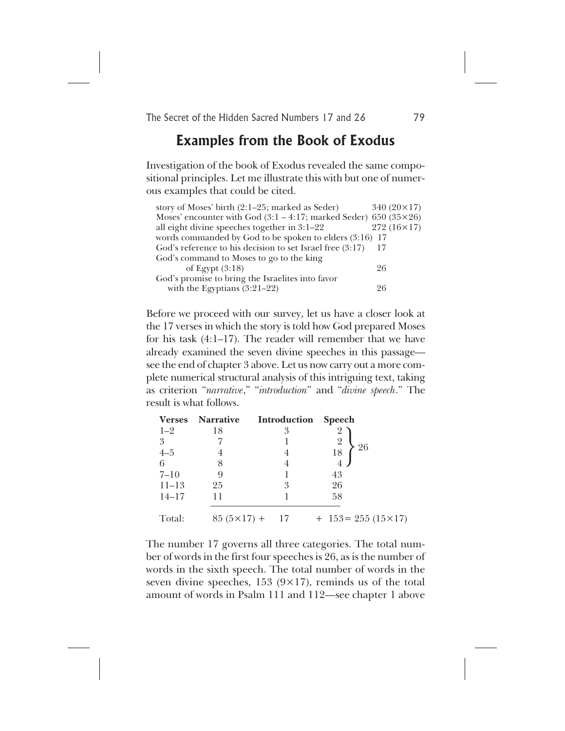## Examples from the Book of Exodus

Investigation of the book of Exodus revealed the same compositional principles. Let me illustrate this with but one of numerous examples that could be cited.

| | |
|---|---|
| story of Moses' birth (2:1–25; marked as Seder) | 340 (20×17) |
| Moses' encounter with God (3:1 – 4:17; marked Seder) | 650 (35×26) |
| all eight divine speeches together in 3:1–22 | 272 (16×17) |
| words commanded by God to be spoken to elders (3:16) | 17 |
| God's reference to his decision to set Israel free (3:17) | 17 |
| God's command to Moses to go to the king of Egypt (3:18) | 26 |
| God's promise to bring the Israelites into favor with the Egyptians (3:21–22) | 26 |

Before we proceed with our survey, let us have a closer look at the 17 verses in which the story is told how God prepared Moses for his task (4:1–17). The reader will remember that we have already examined the seven divine speeches in this passage—see the end of chapter 3 above. Let us now carry out a more complete numerical structural analysis of this intriguing text, taking as criterion "*narrative*," "*introduction*" and "*divine speech*." The result is what follows.

| Verses | Narrative | Introduction | Speech | |
|---|---|---|---|---|
| 1–2 | 18 | 3 | 2 | } 26 (verses 1–6) |
| 3 | 7 | 1 | 2 | |
| 4–5 | 4 | 4 | 18 | |
| 6 | 8 | 4 | 4 | |
| 7–10 | 9 | 1 | 43 | |
| 11–13 | 25 | 3 | 26 | |
| 14–17 | 11 | 1 | 58 | |
| Total: | 85 (5×17) + | 17 | + 153 | = 255 (15×17) |

The number 17 governs all three categories. The total number of words in the first four speeches is 26, as is the number of words in the sixth speech. The total number of words in the seven divine speeches, 153 (9×17), reminds us of the total amount of words in Psalm 111 and 112—see chapter 1 above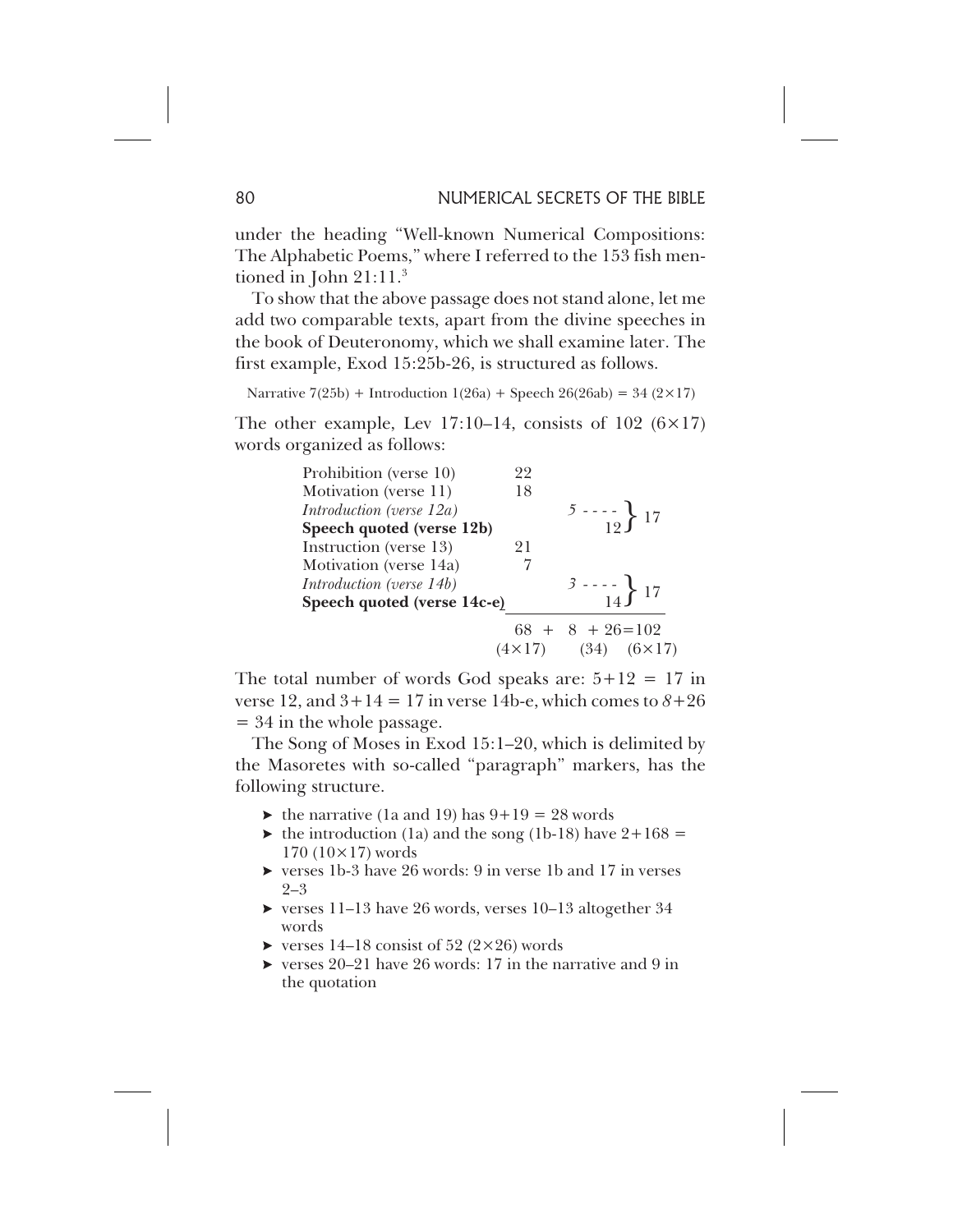under the heading "Well-known Numerical Compositions: The Alphabetic Poems," where I referred to the 153 fish mentioned in John 21:11.[3]

To show that the above passage does not stand alone, let me add two comparable texts, apart from the divine speeches in the book of Deuteronomy, which we shall examine later. The first example, Exod 15:25b-26, is structured as follows.

Narrative 7(25b) + Introduction 1(26a) + Speech 26(26ab) = 34 (2×17)

The other example, Lev 17:10–14, consists of 102 (6×17) words organized as follows:

| | | | |
|---|---|---|---|
| Prohibition (verse 10) | 22 | | |
| Motivation (verse 11) | 18 | | |
| *Introduction (verse 12a)* | | *5* - - - - | } 17 |
| **Speech quoted (verse 12b)** | | 12 | |
| Instruction (verse 13) | 21 | | |
| Motivation (verse 14a) | 7 | | |
| *Introduction (verse 14b)* | | *3* - - - - | } 17 |
| **Speech quoted (verse 14c-e)** | | 14 | |
| | 68 + | 8 + 26=102 | |
| | (4×17) | (34) | (6×17) |

The total number of words God speaks are: 5+12 = 17 in verse 12, and 3+14 = 17 in verse 14b-e, which comes to *8*+26 = 34 in the whole passage.

The Song of Moses in Exod 15:1–20, which is delimited by the Masoretes with so-called "paragraph" markers, has the following structure.

- the narrative (1a and 19) has 9+19 = 28 words
- the introduction (1a) and the song (1b-18) have 2+168 = 170 (10×17) words
- verses 1b-3 have 26 words: 9 in verse 1b and 17 in verses 2–3
- verses 11–13 have 26 words, verses 10–13 altogether 34 words
- verses 14–18 consist of 52 (2×26) words
- verses 20–21 have 26 words: 17 in the narrative and 9 in the quotation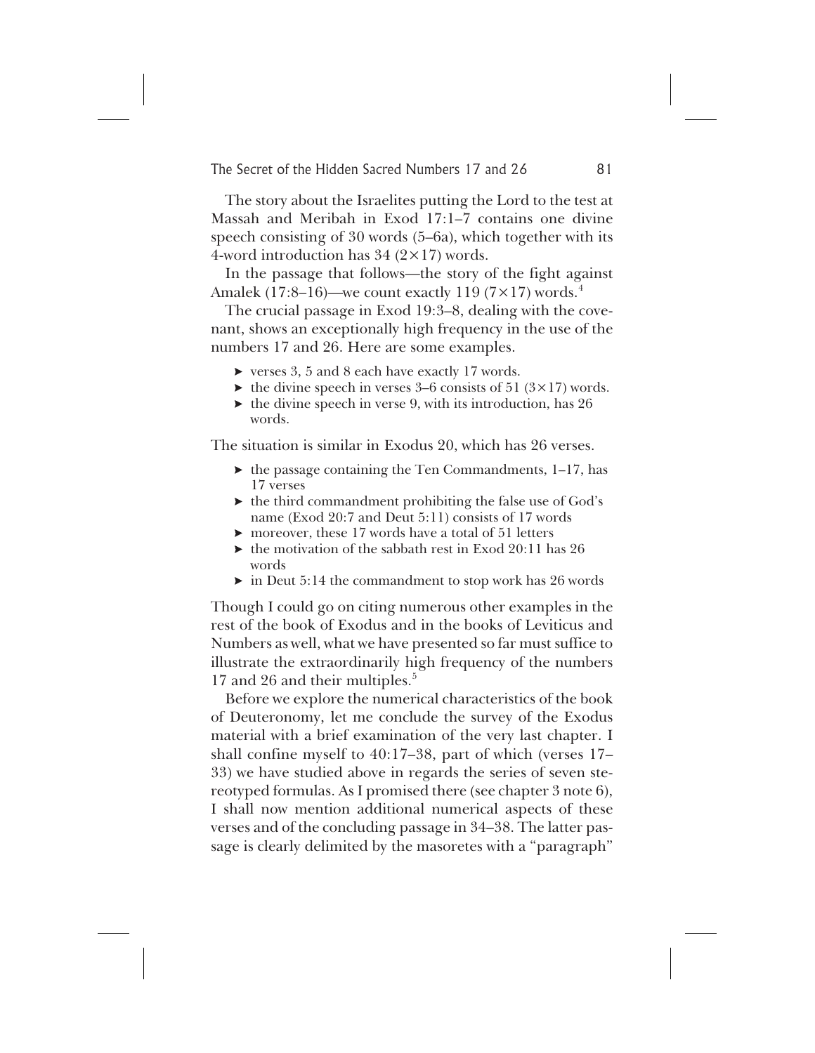The story about the Israelites putting the Lord to the test at Massah and Meribah in Exod 17:1–7 contains one divine speech consisting of 30 words (5–6a), which together with its 4-word introduction has 34 (2×17) words.

In the passage that follows—the story of the fight against Amalek (17:8–16)—we count exactly 119 (7×17) words.[4]

The crucial passage in Exod 19:3–8, dealing with the covenant, shows an exceptionally high frequency in the use of the numbers 17 and 26. Here are some examples.

- verses 3, 5 and 8 each have exactly 17 words.
- the divine speech in verses 3–6 consists of 51 (3×17) words.
- the divine speech in verse 9, with its introduction, has 26 words.

The situation is similar in Exodus 20, which has 26 verses.

- the passage containing the Ten Commandments, 1–17, has 17 verses
- the third commandment prohibiting the false use of God's name (Exod 20:7 and Deut 5:11) consists of 17 words
- moreover, these 17 words have a total of 51 letters
- the motivation of the sabbath rest in Exod 20:11 has 26 words
- in Deut 5:14 the commandment to stop work has 26 words

Though I could go on citing numerous other examples in the rest of the book of Exodus and in the books of Leviticus and Numbers as well, what we have presented so far must suffice to illustrate the extraordinarily high frequency of the numbers 17 and 26 and their multiples.[5]

Before we explore the numerical characteristics of the book of Deuteronomy, let me conclude the survey of the Exodus material with a brief examination of the very last chapter. I shall confine myself to 40:17–38, part of which (verses 17–33) we have studied above in regards the series of seven stereotyped formulas. As I promised there (see chapter 3 note 6), I shall now mention additional numerical aspects of these verses and of the concluding passage in 34–38. The latter passage is clearly delimited by the masoretes with a "paragraph"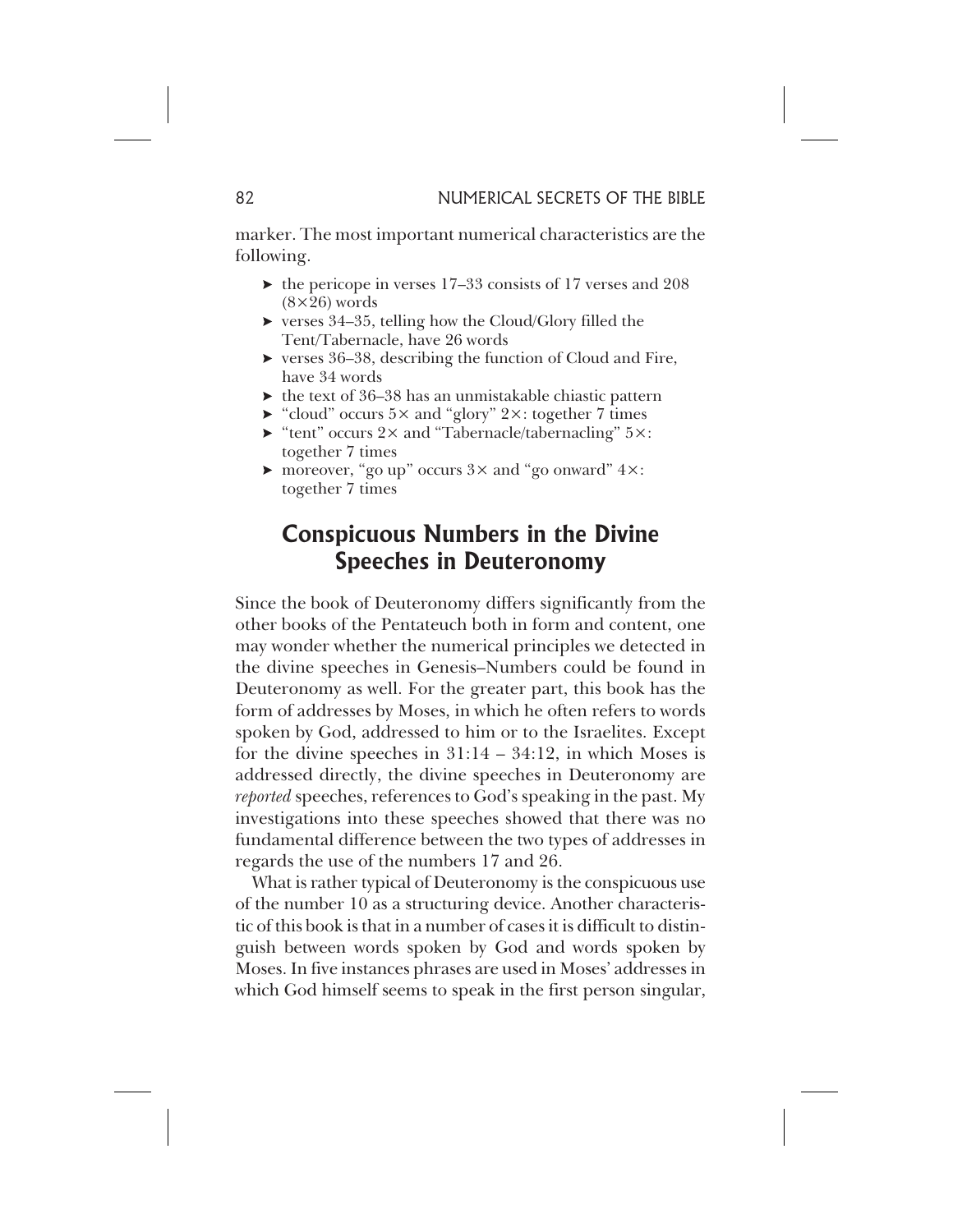marker. The most important numerical characteristics are the following.

- the pericope in verses 17–33 consists of 17 verses and 208 (8×26) words
- verses 34–35, telling how the Cloud/Glory filled the Tent/Tabernacle, have 26 words
- verses 36–38, describing the function of Cloud and Fire, have 34 words
- the text of 36–38 has an unmistakable chiastic pattern
- "cloud" occurs 5× and "glory" 2×: together 7 times
- "tent" occurs 2× and "Tabernacle/tabernacling" 5×: together 7 times
- moreover, "go up" occurs 3× and "go onward" 4×: together 7 times

## Conspicuous Numbers in the Divine Speeches in Deuteronomy

Since the book of Deuteronomy differs significantly from the other books of the Pentateuch both in form and content, one may wonder whether the numerical principles we detected in the divine speeches in Genesis–Numbers could be found in Deuteronomy as well. For the greater part, this book has the form of addresses by Moses, in which he often refers to words spoken by God, addressed to him or to the Israelites. Except for the divine speeches in 31:14 – 34:12, in which Moses is addressed directly, the divine speeches in Deuteronomy are *reported* speeches, references to God's speaking in the past. My investigations into these speeches showed that there was no fundamental difference between the two types of addresses in regards the use of the numbers 17 and 26.

What is rather typical of Deuteronomy is the conspicuous use of the number 10 as a structuring device. Another characteristic of this book is that in a number of cases it is difficult to distinguish between words spoken by God and words spoken by Moses. In five instances phrases are used in Moses' addresses in which God himself seems to speak in the first person singular,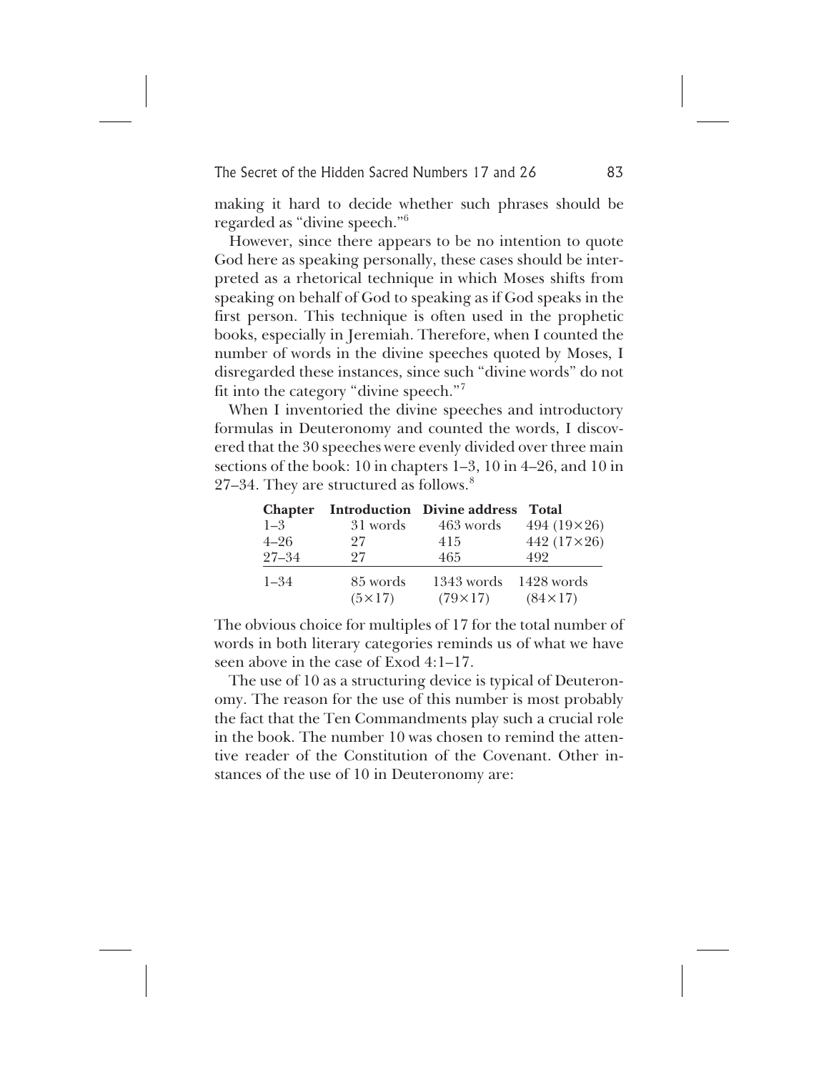making it hard to decide whether such phrases should be regarded as "divine speech."[6]

However, since there appears to be no intention to quote God here as speaking personally, these cases should be interpreted as a rhetorical technique in which Moses shifts from speaking on behalf of God to speaking as if God speaks in the first person. This technique is often used in the prophetic books, especially in Jeremiah. Therefore, when I counted the number of words in the divine speeches quoted by Moses, I disregarded these instances, since such "divine words" do not fit into the category "divine speech."[7]

When I inventoried the divine speeches and introductory formulas in Deuteronomy and counted the words, I discovered that the 30 speeches were evenly divided over three main sections of the book: 10 in chapters 1–3, 10 in 4–26, and 10 in 27–34. They are structured as follows.[8]

| Chapter | Introduction | Divine address | Total |
|---|---|---|---|
| 1–3 | 31 words | 463 words | 494 (19×26) |
| 4–26 | 27 | 415 | 442 (17×26) |
| 27–34 | 27 | 465 | 492 |
| 1–34 | 85 words (5×17) | 1343 words (79×17) | 1428 words (84×17) |

The obvious choice for multiples of 17 for the total number of words in both literary categories reminds us of what we have seen above in the case of Exod 4:1–17.

The use of 10 as a structuring device is typical of Deuteronomy. The reason for the use of this number is most probably the fact that the Ten Commandments play such a crucial role in the book. The number 10 was chosen to remind the attentive reader of the Constitution of the Covenant. Other instances of the use of 10 in Deuteronomy are: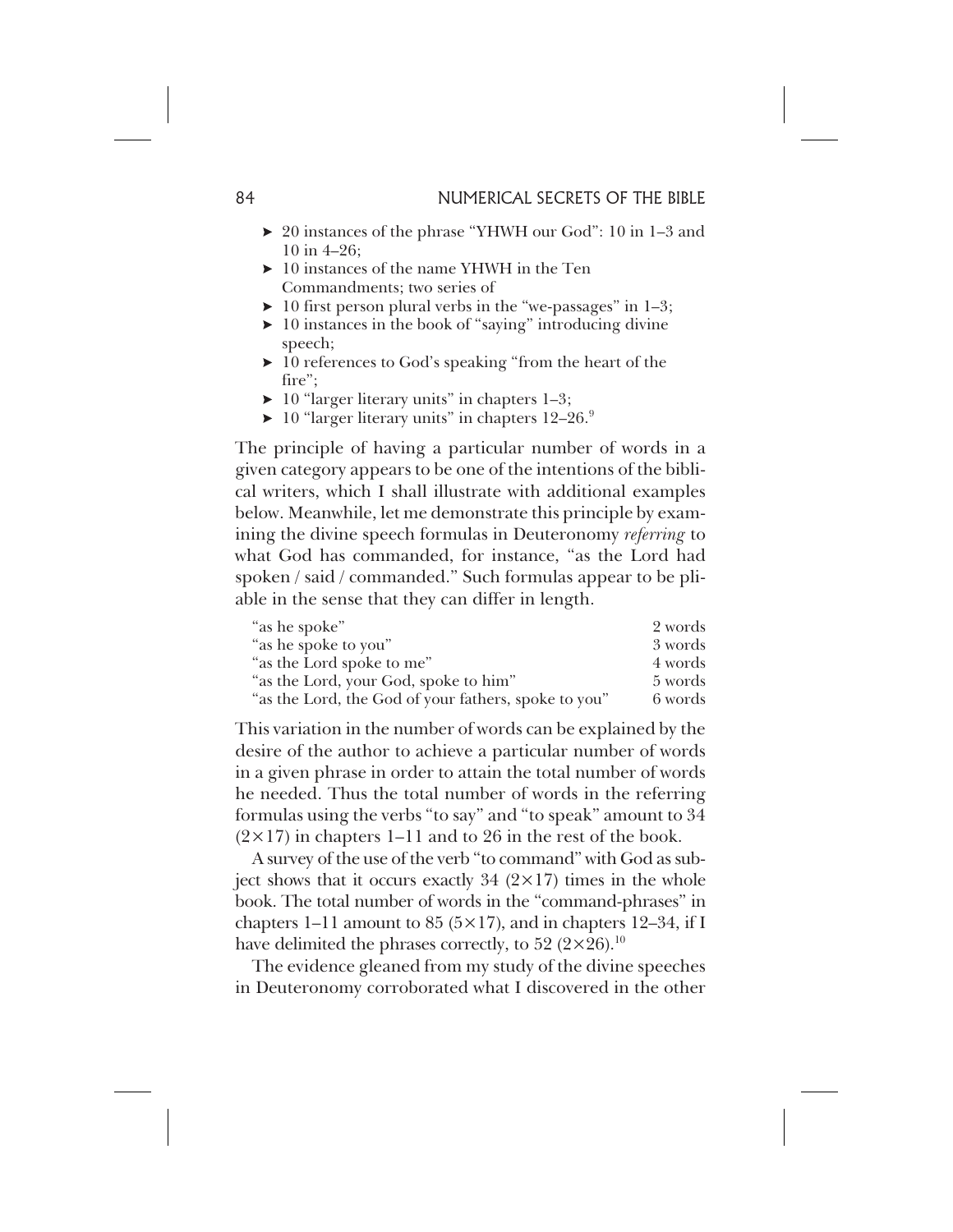- 20 instances of the phrase "YHWH our God": 10 in 1–3 and 10 in 4–26;
- 10 instances of the name YHWH in the Ten Commandments; two series of
- 10 first person plural verbs in the "we-passages" in 1–3;
- 10 instances in the book of "saying" introducing divine speech;
- 10 references to God's speaking "from the heart of the fire";
- 10 "larger literary units" in chapters 1–3;
- 10 "larger literary units" in chapters 12–26.[9]

The principle of having a particular number of words in a given category appears to be one of the intentions of the biblical writers, which I shall illustrate with additional examples below. Meanwhile, let me demonstrate this principle by examining the divine speech formulas in Deuteronomy *referring* to what God has commanded, for instance, "as the Lord had spoken / said / commanded." Such formulas appear to be pliable in the sense that they can differ in length.

| | |
|---|---|
| "as he spoke" | 2 words |
| "as he spoke to you" | 3 words |
| "as the Lord spoke to me" | 4 words |
| "as the Lord, your God, spoke to him" | 5 words |
| "as the Lord, the God of your fathers, spoke to you" | 6 words |

This variation in the number of words can be explained by the desire of the author to achieve a particular number of words in a given phrase in order to attain the total number of words he needed. Thus the total number of words in the referring formulas using the verbs "to say" and "to speak" amount to 34 ($2\times17$) in chapters 1–11 and to 26 in the rest of the book.

A survey of the use of the verb "to command" with God as subject shows that it occurs exactly 34 ($2\times17$) times in the whole book. The total number of words in the "command-phrases" in chapters 1–11 amount to 85 ($5\times17$), and in chapters 12–34, if I have delimited the phrases correctly, to 52 ($2\times26$).[10]

The evidence gleaned from my study of the divine speeches in Deuteronomy corroborated what I discovered in the other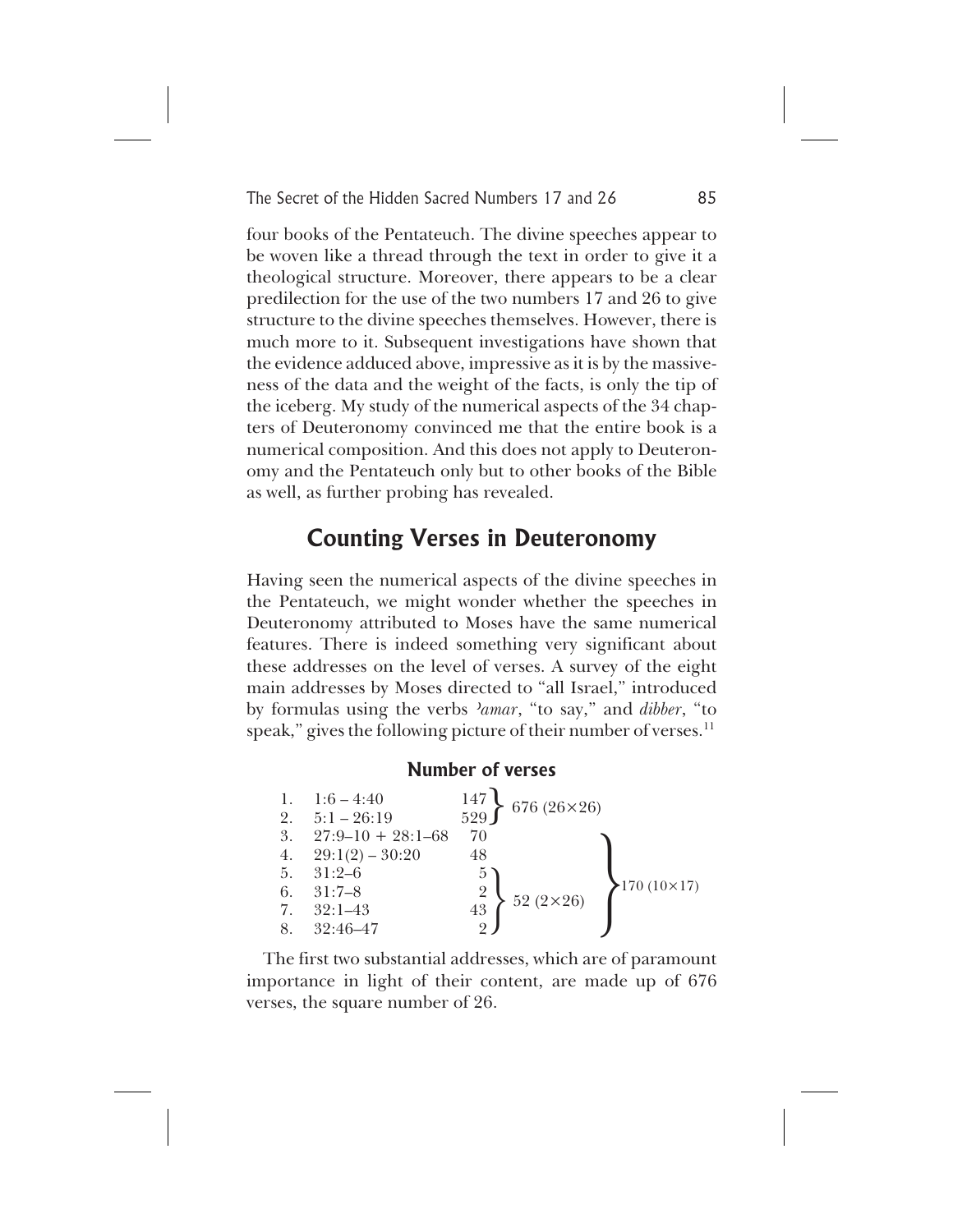four books of the Pentateuch. The divine speeches appear to be woven like a thread through the text in order to give it a theological structure. Moreover, there appears to be a clear predilection for the use of the two numbers 17 and 26 to give structure to the divine speeches themselves. However, there is much more to it. Subsequent investigations have shown that the evidence adduced above, impressive as it is by the massiveness of the data and the weight of the facts, is only the tip of the iceberg. My study of the numerical aspects of the 34 chapters of Deuteronomy convinced me that the entire book is a numerical composition. And this does not apply to Deuteronomy and the Pentateuch only but to other books of the Bible as well, as further probing has revealed.

## Counting Verses in Deuteronomy

Having seen the numerical aspects of the divine speeches in the Pentateuch, we might wonder whether the speeches in Deuteronomy attributed to Moses have the same numerical features. There is indeed something very significant about these addresses on the level of verses. A survey of the eight main addresses by Moses directed to "all Israel," introduced by formulas using the verbs *ʾamar*, "to say," and *dibber*, "to speak," gives the following picture of their number of verses.[11]

### Number of verses

| | Passage | Verses | Subtotal | Total |
|---|---|---|---|---|
| 1. | 1:6 – 4:40 | 147 | 676 (26×26) | |
| 2. | 5:1 – 26:19 | 529 | | |
| 3. | 27:9–10 + 28:1–68 | 70 | | 170 (10×17) |
| 4. | 29:1(2) – 30:20 | 48 | | |
| 5. | 31:2–6 | 5 | 52 (2×26) | |
| 6. | 31:7–8 | 2 | | |
| 7. | 32:1–43 | 43 | | |
| 8. | 32:46–47 | 2 | | |

The first two substantial addresses, which are of paramount importance in light of their content, are made up of 676 verses, the square number of 26.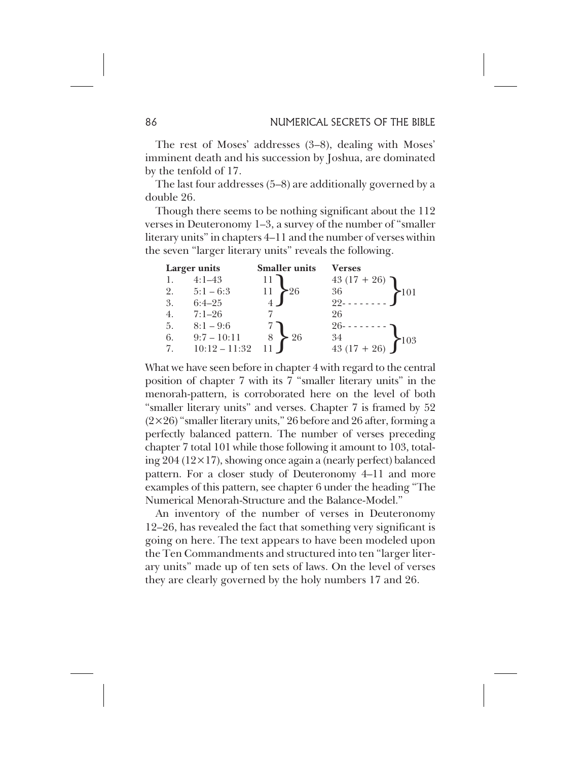The rest of Moses' addresses (3–8), dealing with Moses' imminent death and his succession by Joshua, are dominated by the tenfold of 17.

The last four addresses (5–8) are additionally governed by a double 26.

Though there seems to be nothing significant about the 112 verses in Deuteronomy 1–3, a survey of the number of "smaller literary units" in chapters 4–11 and the number of verses within the seven "larger literary units" reveals the following.

| | Larger units | Smaller units | | Verses | |
|---|---|---|---|---|---|
| 1. | 4:1–43 | 11 | 26 | 43 (17 + 26) | 101 |
| 2. | 5:1 – 6:3 | 11 | | 36 | |
| 3. | 6:4–25 | 4 | | 22- - - - - - - - | |
| 4. | 7:1–26 | 7 | | 26 | |
| 5. | 8:1 – 9:6 | 7 | 26 | 26- - - - - - - - | 103 |
| 6. | 9:7 – 10:11 | 8 | | 34 | |
| 7. | 10:12 – 11:32 | 11 | | 43 (17 + 26) | |

What we have seen before in chapter 4 with regard to the central position of chapter 7 with its 7 "smaller literary units" in the menorah-pattern, is corroborated here on the level of both "smaller literary units" and verses. Chapter 7 is framed by 52 ($2\times26$) "smaller literary units," 26 before and 26 after, forming a perfectly balanced pattern. The number of verses preceding chapter 7 total 101 while those following it amount to 103, totaling 204 ($12\times17$), showing once again a (nearly perfect) balanced pattern. For a closer study of Deuteronomy 4–11 and more examples of this pattern, see chapter 6 under the heading "The Numerical Menorah-Structure and the Balance-Model."

An inventory of the number of verses in Deuteronomy 12–26, has revealed the fact that something very significant is going on here. The text appears to have been modeled upon the Ten Commandments and structured into ten "larger literary units" made up of ten sets of laws. On the level of verses they are clearly governed by the holy numbers 17 and 26.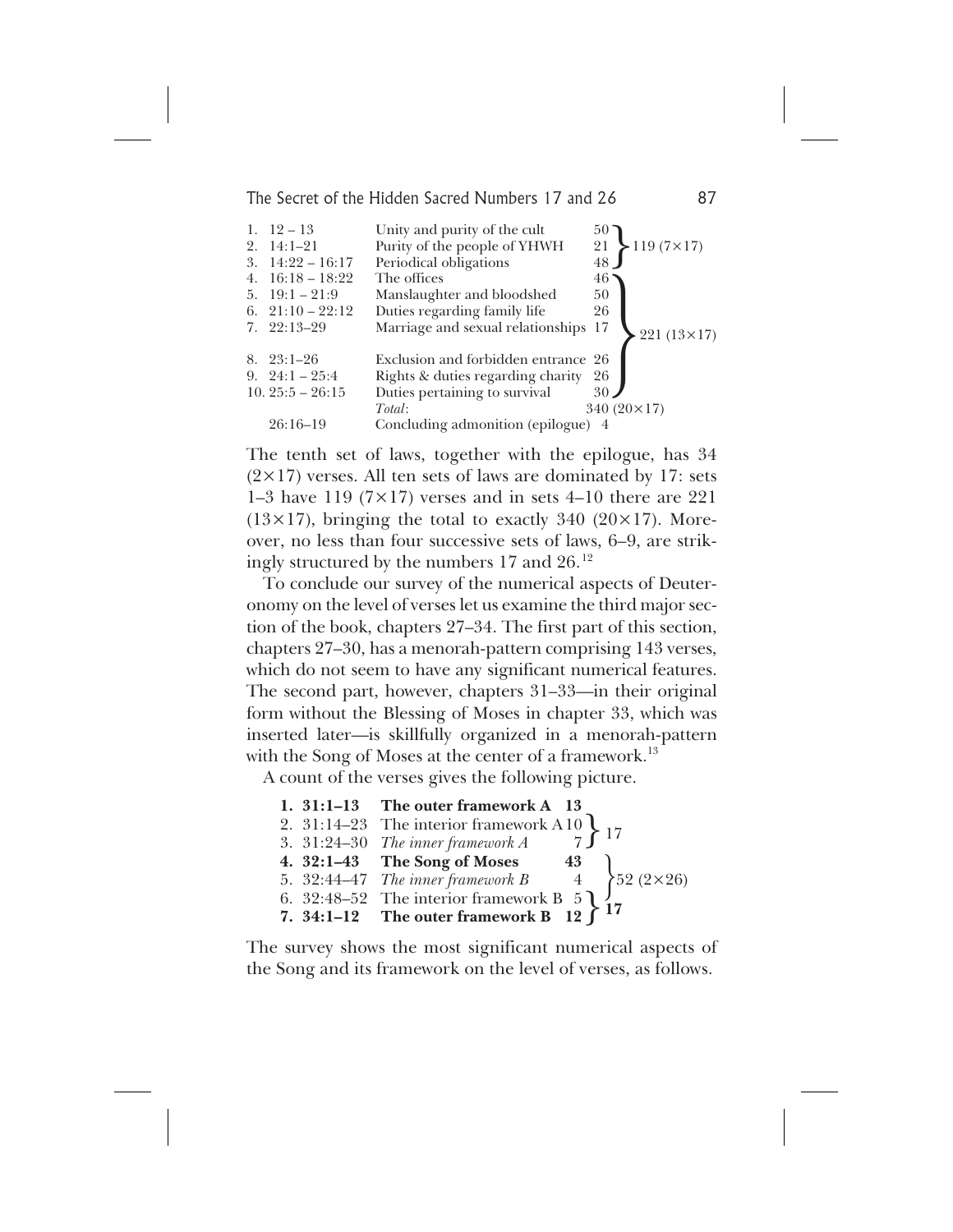| | | | | |
|---|---|---|---|---|
| 1. | 12 – 13 | Unity and purity of the cult | 50 | 119 (7×17) |
| 2. | 14:1–21 | Purity of the people of YHWH | 21 | |
| 3. | 14:22 – 16:17 | Periodical obligations | 48 | |
| 4. | 16:18 – 18:22 | The offices | 46 | 221 (13×17) |
| 5. | 19:1 – 21:9 | Manslaughter and bloodshed | 50 | |
| 6. | 21:10 – 22:12 | Duties regarding family life | 26 | |
| 7. | 22:13–29 | Marriage and sexual relationships | 17 | |
| 8. | 23:1–26 | Exclusion and forbidden entrance | 26 | |
| 9. | 24:1 – 25:4 | Rights & duties regarding charity | 26 | |
| 10. | 25:5 – 26:15 | Duties pertaining to survival | 30 | |
| | | *Total*: | 340 (20×17) | |
| | 26:16–19 | Concluding admonition (epilogue) | 4 | |

The tenth set of laws, together with the epilogue, has 34 (2×17) verses. All ten sets of laws are dominated by 17: sets 1–3 have 119 (7×17) verses and in sets 4–10 there are 221 (13×17), bringing the total to exactly 340 (20×17). Moreover, no less than four successive sets of laws, 6–9, are strikingly structured by the numbers 17 and 26.[12]

To conclude our survey of the numerical aspects of Deuteronomy on the level of verses let us examine the third major section of the book, chapters 27–34. The first part of this section, chapters 27–30, has a menorah-pattern comprising 143 verses, which do not seem to have any significant numerical features. The second part, however, chapters 31–33—in their original form without the Blessing of Moses in chapter 33, which was inserted later—is skillfully organized in a menorah-pattern with the Song of Moses at the center of a framework.[13]

A count of the verses gives the following picture.

| | | | | |
|---|---|---|---|---|
| **1.** | **31:1–13** | **The outer framework A** | **13** | |
| 2. | 31:14–23 | The interior framework A | 10 | 17 |
| 3. | 31:24–30 | *The inner framework A* | 7 | |
| **4.** | **32:1–43** | **The Song of Moses** | **43** | 52 (2×26) |
| 5. | 32:44–47 | *The inner framework B* | 4 | |
| 6. | 32:48–52 | The interior framework B | 5 | **17** |
| **7.** | **34:1–12** | **The outer framework B** | **12** | |

The survey shows the most significant numerical aspects of the Song and its framework on the level of verses, as follows.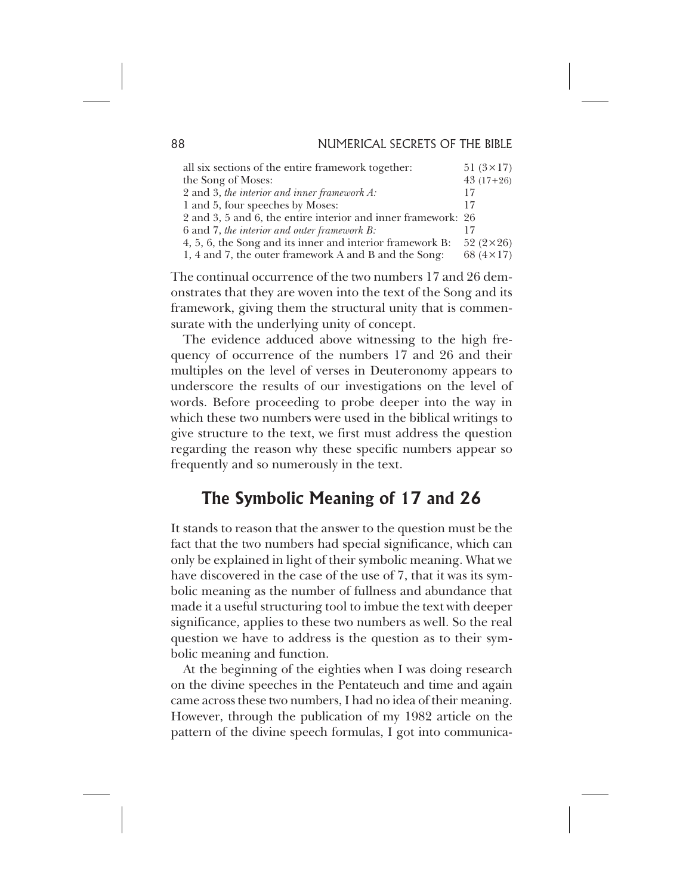| | |
|---|---|
| all six sections of the entire framework together: | 51 (3×17) |
| the Song of Moses: | 43 (17+26) |
| 2 and 3, *the interior and inner framework A:* | 17 |
| 1 and 5, four speeches by Moses: | 17 |
| 2 and 3, 5 and 6, the entire interior and inner framework: | 26 |
| 6 and 7, *the interior and outer framework B:* | 17 |
| 4, 5, 6, the Song and its inner and interior framework B: | 52 (2×26) |
| 1, 4 and 7, the outer framework A and B and the Song: | 68 (4×17) |

The continual occurrence of the two numbers 17 and 26 demonstrates that they are woven into the text of the Song and its framework, giving them the structural unity that is commensurate with the underlying unity of concept.

The evidence adduced above witnessing to the high frequency of occurrence of the numbers 17 and 26 and their multiples on the level of verses in Deuteronomy appears to underscore the results of our investigations on the level of words. Before proceeding to probe deeper into the way in which these two numbers were used in the biblical writings to give structure to the text, we first must address the question regarding the reason why these specific numbers appear so frequently and so numerously in the text.

## The Symbolic Meaning of 17 and 26

It stands to reason that the answer to the question must be the fact that the two numbers had special significance, which can only be explained in light of their symbolic meaning. What we have discovered in the case of the use of 7, that it was its symbolic meaning as the number of fullness and abundance that made it a useful structuring tool to imbue the text with deeper significance, applies to these two numbers as well. So the real question we have to address is the question as to their symbolic meaning and function.

At the beginning of the eighties when I was doing research on the divine speeches in the Pentateuch and time and again came across these two numbers, I had no idea of their meaning. However, through the publication of my 1982 article on the pattern of the divine speech formulas, I got into communica-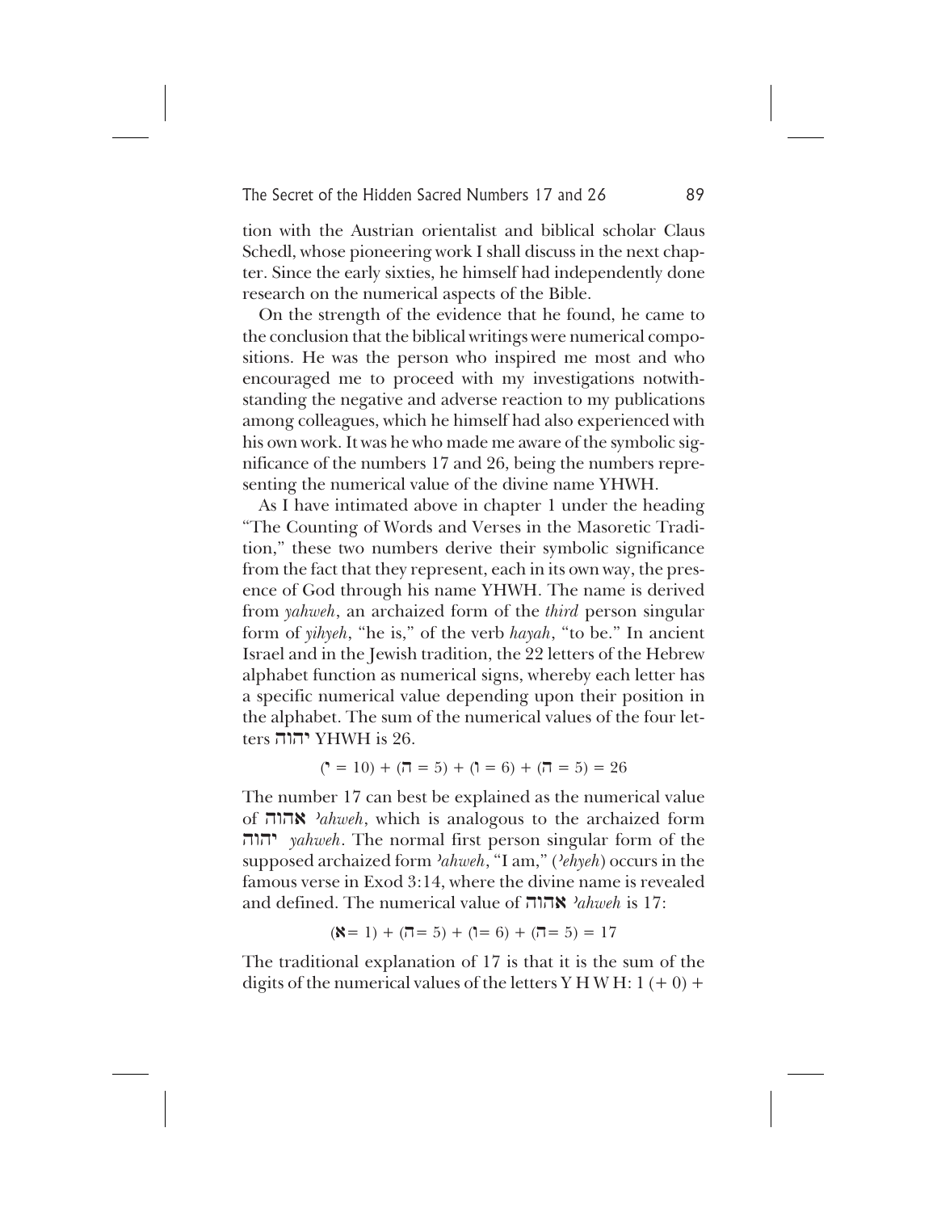tion with the Austrian orientalist and biblical scholar Claus Schedl, whose pioneering work I shall discuss in the next chapter. Since the early sixties, he himself had independently done research on the numerical aspects of the Bible.

On the strength of the evidence that he found, he came to the conclusion that the biblical writings were numerical compositions. He was the person who inspired me most and who encouraged me to proceed with my investigations notwithstanding the negative and adverse reaction to my publications among colleagues, which he himself had also experienced with his own work. It was he who made me aware of the symbolic significance of the numbers 17 and 26, being the numbers representing the numerical value of the divine name YHWH.

As I have intimated above in chapter 1 under the heading "The Counting of Words and Verses in the Masoretic Tradition," these two numbers derive their symbolic significance from the fact that they represent, each in its own way, the presence of God through his name YHWH. The name is derived from *yahweh*, an archaized form of the *third* person singular form of *yihyeh*, "he is," of the verb *hayah*, "to be." In ancient Israel and in the Jewish tradition, the 22 letters of the Hebrew alphabet function as numerical signs, whereby each letter has a specific numerical value depending upon their position in the alphabet. The sum of the numerical values of the four letters יהוה YHWH is 26.

(י = 10) + (ה = 5) + (ו = 6) + (ה = 5) = 26

The number 17 can best be explained as the numerical value of אהוה *ʾahweh*, which is analogous to the archaized form יהוה *yahweh*. The normal first person singular form of the supposed archaized form *ʾahweh*, "I am," (*ʾehyeh*) occurs in the famous verse in Exod 3:14, where the divine name is revealed and defined. The numerical value of אהוה *ʾahweh* is 17:

(א = 1) + (ה = 5) + (ו = 6) + (ה = 5) = 17

The traditional explanation of 17 is that it is the sum of the digits of the numerical values of the letters Y H W H: 1 (+ 0) +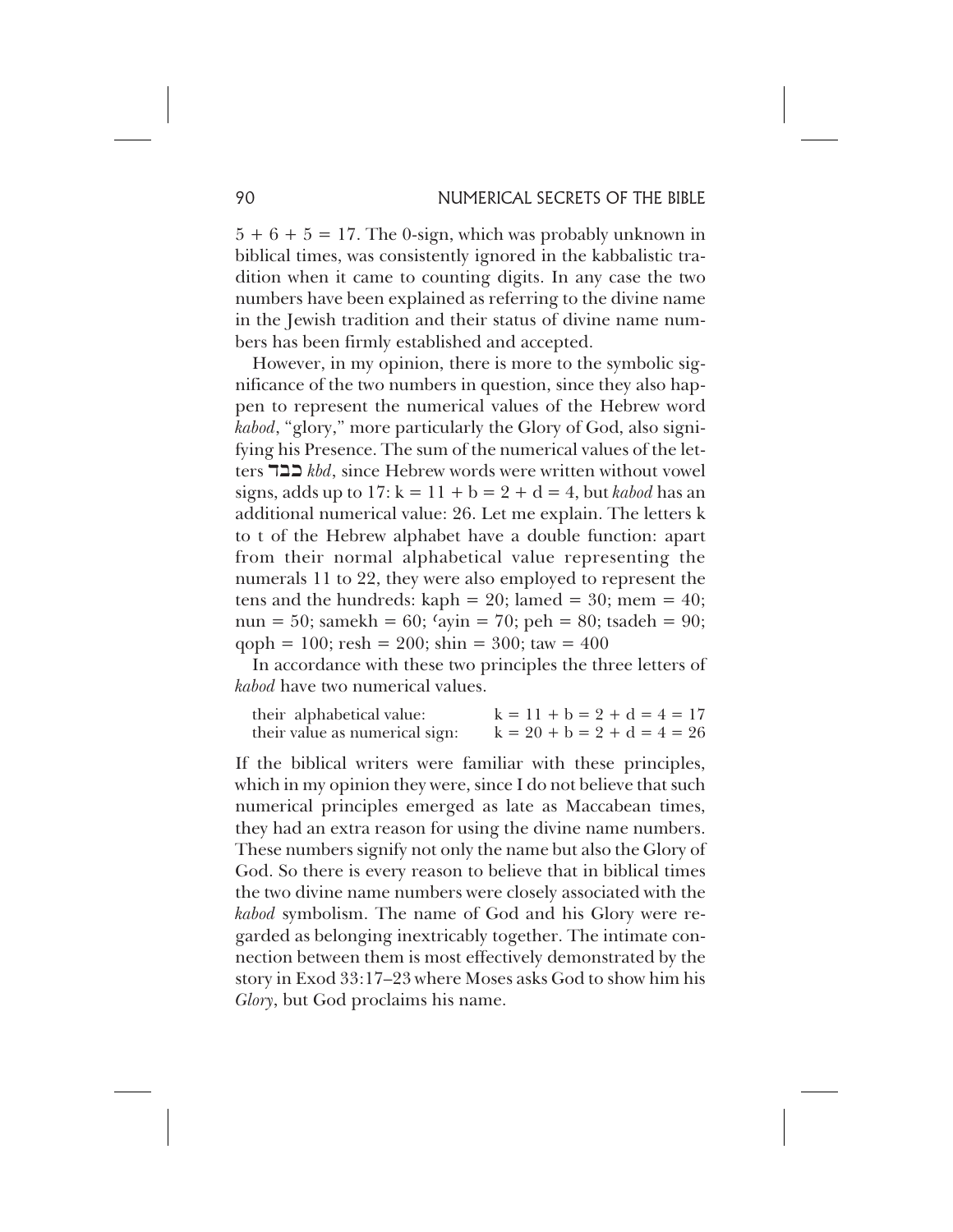$5 + 6 + 5 = 17$. The 0-sign, which was probably unknown in biblical times, was consistently ignored in the kabbalistic tradition when it came to counting digits. In any case the two numbers have been explained as referring to the divine name in the Jewish tradition and their status of divine name numbers has been firmly established and accepted.

However, in my opinion, there is more to the symbolic significance of the two numbers in question, since they also happen to represent the numerical values of the Hebrew word *kabod*, "glory," more particularly the Glory of God, also signifying his Presence. The sum of the numerical values of the letters כבד *kbd*, since Hebrew words were written without vowel signs, adds up to 17: k = 11 + b = 2 + d = 4, but *kabod* has an additional numerical value: 26. Let me explain. The letters k to t of the Hebrew alphabet have a double function: apart from their normal alphabetical value representing the numerals 11 to 22, they were also employed to represent the tens and the hundreds: kaph = 20; lamed = 30; mem = 40; nun = 50; samekh = 60; ʿayin = 70; peh = 80; tsadeh = 90; qoph = 100; resh = 200; shin = 300; taw = 400

In accordance with these two principles the three letters of *kabod* have two numerical values.

| | |
|---|---|
| their alphabetical value: | k = 11 + b = 2 + d = 4 = 17 |
| their value as numerical sign: | k = 20 + b = 2 + d = 4 = 26 |

If the biblical writers were familiar with these principles, which in my opinion they were, since I do not believe that such numerical principles emerged as late as Maccabean times, they had an extra reason for using the divine name numbers. These numbers signify not only the name but also the Glory of God. So there is every reason to believe that in biblical times the two divine name numbers were closely associated with the *kabod* symbolism. The name of God and his Glory were regarded as belonging inextricably together. The intimate connection between them is most effectively demonstrated by the story in Exod 33:17–23 where Moses asks God to show him his *Glory*, but God proclaims his name.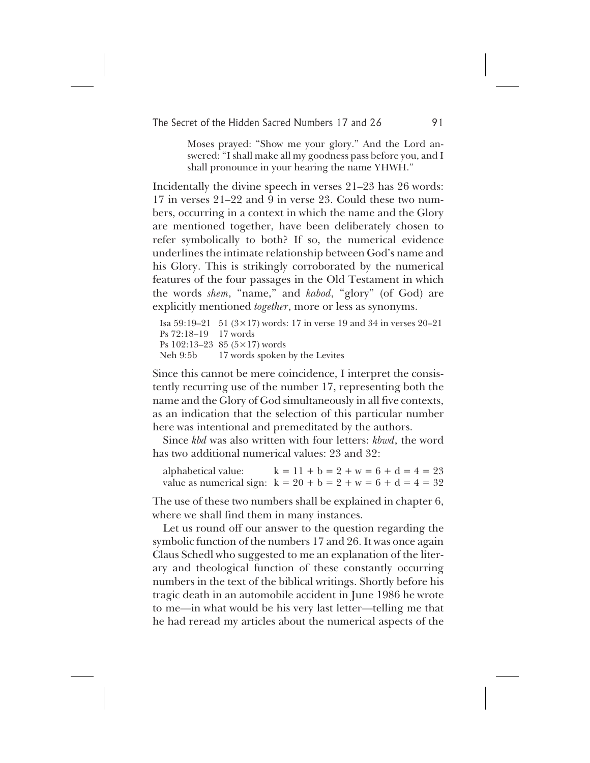> Moses prayed: "Show me your glory." And the Lord answered: "I shall make all my goodness pass before you, and I shall pronounce in your hearing the name YHWH."

Incidentally the divine speech in verses 21–23 has 26 words: 17 in verses 21–22 and 9 in verse 23. Could these two numbers, occurring in a context in which the name and the Glory are mentioned together, have been deliberately chosen to refer symbolically to both? If so, the numerical evidence underlines the intimate relationship between God's name and his Glory. This is strikingly corroborated by the numerical features of the four passages in the Old Testament in which the words *shem*, "name," and *kabod*, "glory" (of God) are explicitly mentioned *together*, more or less as synonyms.

| | |
|---|---|
| Isa 59:19–21 | 51 (3×17) words: 17 in verse 19 and 34 in verses 20–21 |
| Ps 72:18–19 | 17 words |
| Ps 102:13–23 | 85 (5×17) words |
| Neh 9:5b | 17 words spoken by the Levites |

Since this cannot be mere coincidence, I interpret the consistently recurring use of the number 17, representing both the name and the Glory of God simultaneously in all five contexts, as an indication that the selection of this particular number here was intentional and premeditated by the authors.

Since *kbd* was also written with four letters: *kbwd*, the word has two additional numerical values: 23 and 32:

| | |
|---|---|
| alphabetical value: | k = 11 + b = 2 + w = 6 + d = 4 = 23 |
| value as numerical sign: | k = 20 + b = 2 + w = 6 + d = 4 = 32 |

The use of these two numbers shall be explained in chapter 6, where we shall find them in many instances.

Let us round off our answer to the question regarding the symbolic function of the numbers 17 and 26. It was once again Claus Schedl who suggested to me an explanation of the literary and theological function of these constantly occurring numbers in the text of the biblical writings. Shortly before his tragic death in an automobile accident in June 1986 he wrote to me—in what would be his very last letter—telling me that he had reread my articles about the numerical aspects of the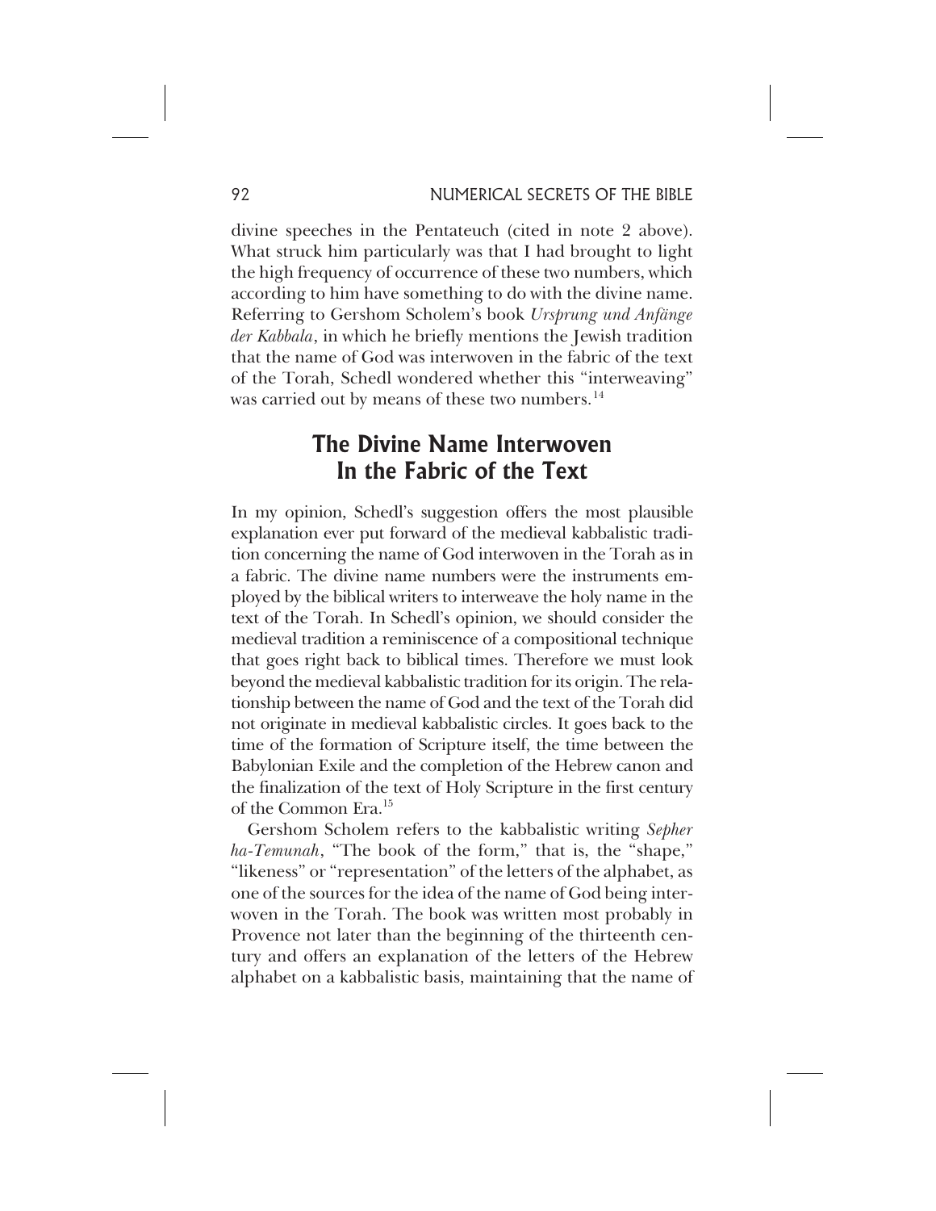divine speeches in the Pentateuch (cited in note 2 above). What struck him particularly was that I had brought to light the high frequency of occurrence of these two numbers, which according to him have something to do with the divine name. Referring to Gershom Scholem's book *Ursprung und Anfänge der Kabbala*, in which he briefly mentions the Jewish tradition that the name of God was interwoven in the fabric of the text of the Torah, Schedl wondered whether this "interweaving" was carried out by means of these two numbers.[14]

## The Divine Name Interwoven In the Fabric of the Text

In my opinion, Schedl's suggestion offers the most plausible explanation ever put forward of the medieval kabbalistic tradition concerning the name of God interwoven in the Torah as in a fabric. The divine name numbers were the instruments employed by the biblical writers to interweave the holy name in the text of the Torah. In Schedl's opinion, we should consider the medieval tradition a reminiscence of a compositional technique that goes right back to biblical times. Therefore we must look beyond the medieval kabbalistic tradition for its origin. The relationship between the name of God and the text of the Torah did not originate in medieval kabbalistic circles. It goes back to the time of the formation of Scripture itself, the time between the Babylonian Exile and the completion of the Hebrew canon and the finalization of the text of Holy Scripture in the first century of the Common Era.[15]

Gershom Scholem refers to the kabbalistic writing *Sepher ha-Temunah*, "The book of the form," that is, the "shape," "likeness" or "representation" of the letters of the alphabet, as one of the sources for the idea of the name of God being interwoven in the Torah. The book was written most probably in Provence not later than the beginning of the thirteenth century and offers an explanation of the letters of the Hebrew alphabet on a kabbalistic basis, maintaining that the name of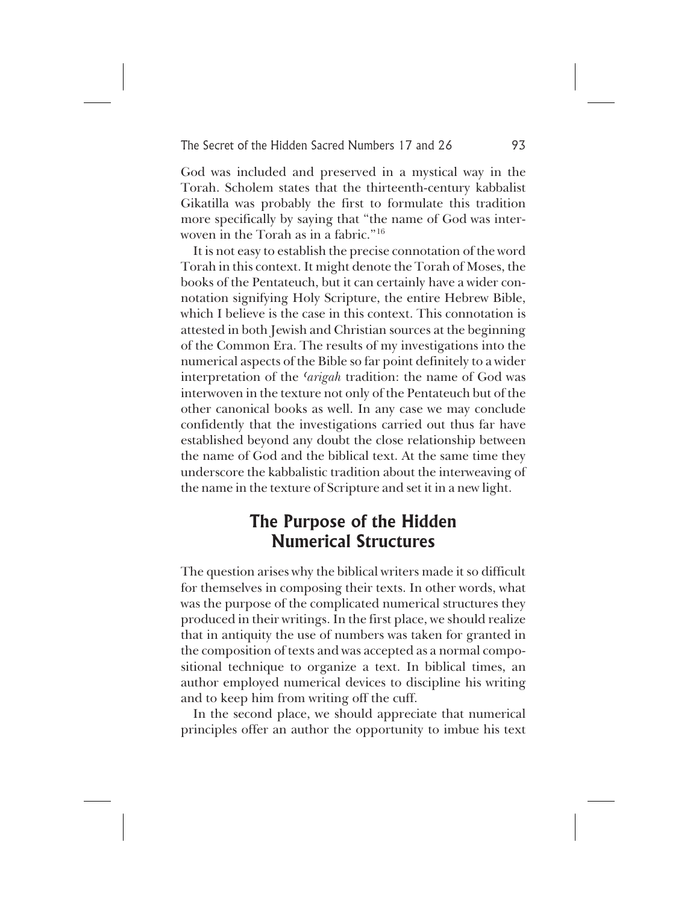God was included and preserved in a mystical way in the Torah. Scholem states that the thirteenth-century kabbalist Gikatilla was probably the first to formulate this tradition more specifically by saying that "the name of God was interwoven in the Torah as in a fabric."[16]

It is not easy to establish the precise connotation of the word Torah in this context. It might denote the Torah of Moses, the books of the Pentateuch, but it can certainly have a wider connotation signifying Holy Scripture, the entire Hebrew Bible, which I believe is the case in this context. This connotation is attested in both Jewish and Christian sources at the beginning of the Common Era. The results of my investigations into the numerical aspects of the Bible so far point definitely to a wider interpretation of the *ʿarigah* tradition: the name of God was interwoven in the texture not only of the Pentateuch but of the other canonical books as well. In any case we may conclude confidently that the investigations carried out thus far have established beyond any doubt the close relationship between the name of God and the biblical text. At the same time they underscore the kabbalistic tradition about the interweaving of the name in the texture of Scripture and set it in a new light.

## The Purpose of the Hidden Numerical Structures

The question arises why the biblical writers made it so difficult for themselves in composing their texts. In other words, what was the purpose of the complicated numerical structures they produced in their writings. In the first place, we should realize that in antiquity the use of numbers was taken for granted in the composition of texts and was accepted as a normal compositional technique to organize a text. In biblical times, an author employed numerical devices to discipline his writing and to keep him from writing off the cuff.

In the second place, we should appreciate that numerical principles offer an author the opportunity to imbue his text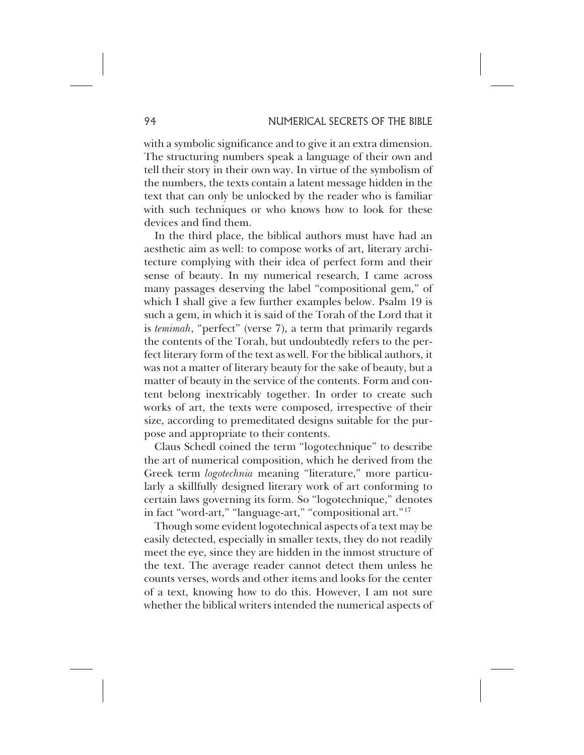with a symbolic significance and to give it an extra dimension. The structuring numbers speak a language of their own and tell their story in their own way. In virtue of the symbolism of the numbers, the texts contain a latent message hidden in the text that can only be unlocked by the reader who is familiar with such techniques or who knows how to look for these devices and find them.

In the third place, the biblical authors must have had an aesthetic aim as well: to compose works of art, literary architecture complying with their idea of perfect form and their sense of beauty. In my numerical research, I came across many passages deserving the label "compositional gem," of which I shall give a few further examples below. Psalm 19 is such a gem, in which it is said of the Torah of the Lord that it is *temimah*, "perfect" (verse 7), a term that primarily regards the contents of the Torah, but undoubtedly refers to the perfect literary form of the text as well. For the biblical authors, it was not a matter of literary beauty for the sake of beauty, but a matter of beauty in the service of the contents. Form and content belong inextricably together. In order to create such works of art, the texts were composed, irrespective of their size, according to premeditated designs suitable for the purpose and appropriate to their contents.

Claus Schedl coined the term "logotechnique" to describe the art of numerical composition, which he derived from the Greek term *logotechnia* meaning "literature," more particularly a skillfully designed literary work of art conforming to certain laws governing its form. So "logotechnique," denotes in fact "word-art," "language-art," "compositional art."[17]

Though some evident logotechnical aspects of a text may be easily detected, especially in smaller texts, they do not readily meet the eye, since they are hidden in the inmost structure of the text. The average reader cannot detect them unless he counts verses, words and other items and looks for the center of a text, knowing how to do this. However, I am not sure whether the biblical writers intended the numerical aspects of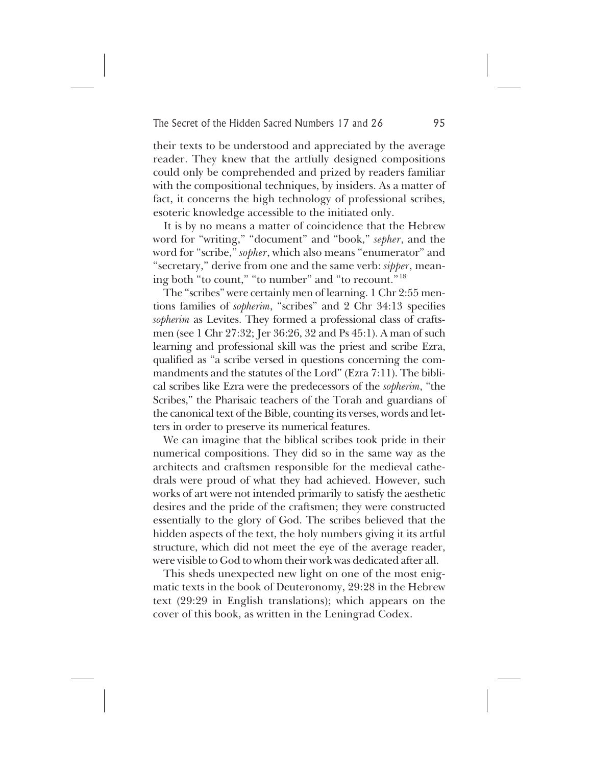their texts to be understood and appreciated by the average reader. They knew that the artfully designed compositions could only be comprehended and prized by readers familiar with the compositional techniques, by insiders. As a matter of fact, it concerns the high technology of professional scribes, esoteric knowledge accessible to the initiated only.

It is by no means a matter of coincidence that the Hebrew word for "writing," "document" and "book," *sepher*, and the word for "scribe," *sopher*, which also means "enumerator" and "secretary," derive from one and the same verb: *sipper*, meaning both "to count," "to number" and "to recount."[18]

The "scribes" were certainly men of learning. 1 Chr 2:55 mentions families of *sopherim*, "scribes" and 2 Chr 34:13 specifies *sopherim* as Levites. They formed a professional class of craftsmen (see 1 Chr 27:32; Jer 36:26, 32 and Ps 45:1). A man of such learning and professional skill was the priest and scribe Ezra, qualified as "a scribe versed in questions concerning the commandments and the statutes of the Lord" (Ezra 7:11). The biblical scribes like Ezra were the predecessors of the *sopherim*, "the Scribes," the Pharisaic teachers of the Torah and guardians of the canonical text of the Bible, counting its verses, words and letters in order to preserve its numerical features.

We can imagine that the biblical scribes took pride in their numerical compositions. They did so in the same way as the architects and craftsmen responsible for the medieval cathedrals were proud of what they had achieved. However, such works of art were not intended primarily to satisfy the aesthetic desires and the pride of the craftsmen; they were constructed essentially to the glory of God. The scribes believed that the hidden aspects of the text, the holy numbers giving it its artful structure, which did not meet the eye of the average reader, were visible to God to whom their work was dedicated after all.

This sheds unexpected new light on one of the most enigmatic texts in the book of Deuteronomy, 29:28 in the Hebrew text (29:29 in English translations); which appears on the cover of this book, as written in the Leningrad Codex.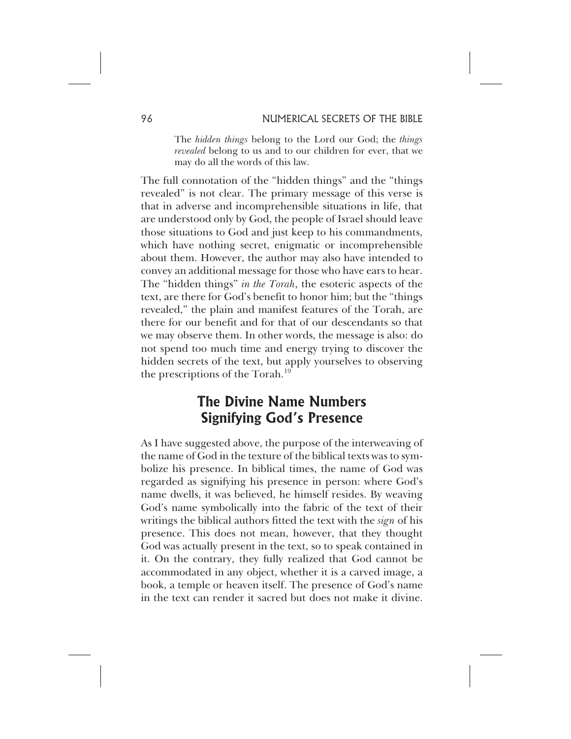> The *hidden things* belong to the Lord our God; the *things revealed* belong to us and to our children for ever, that we may do all the words of this law.

The full connotation of the "hidden things" and the "things revealed" is not clear. The primary message of this verse is that in adverse and incomprehensible situations in life, that are understood only by God, the people of Israel should leave those situations to God and just keep to his commandments, which have nothing secret, enigmatic or incomprehensible about them. However, the author may also have intended to convey an additional message for those who have ears to hear. The "hidden things" *in the Torah*, the esoteric aspects of the text, are there for God's benefit to honor him; but the "things revealed," the plain and manifest features of the Torah, are there for our benefit and for that of our descendants so that we may observe them. In other words, the message is also: do not spend too much time and energy trying to discover the hidden secrets of the text, but apply yourselves to observing the prescriptions of the Torah.[19]

## The Divine Name Numbers Signifying God's Presence

As I have suggested above, the purpose of the interweaving of the name of God in the texture of the biblical texts was to symbolize his presence. In biblical times, the name of God was regarded as signifying his presence in person: where God's name dwells, it was believed, he himself resides. By weaving God's name symbolically into the fabric of the text of their writings the biblical authors fitted the text with the *sign* of his presence. This does not mean, however, that they thought God was actually present in the text, so to speak contained in it. On the contrary, they fully realized that God cannot be accommodated in any object, whether it is a carved image, a book, a temple or heaven itself. The presence of God's name in the text can render it sacred but does not make it divine.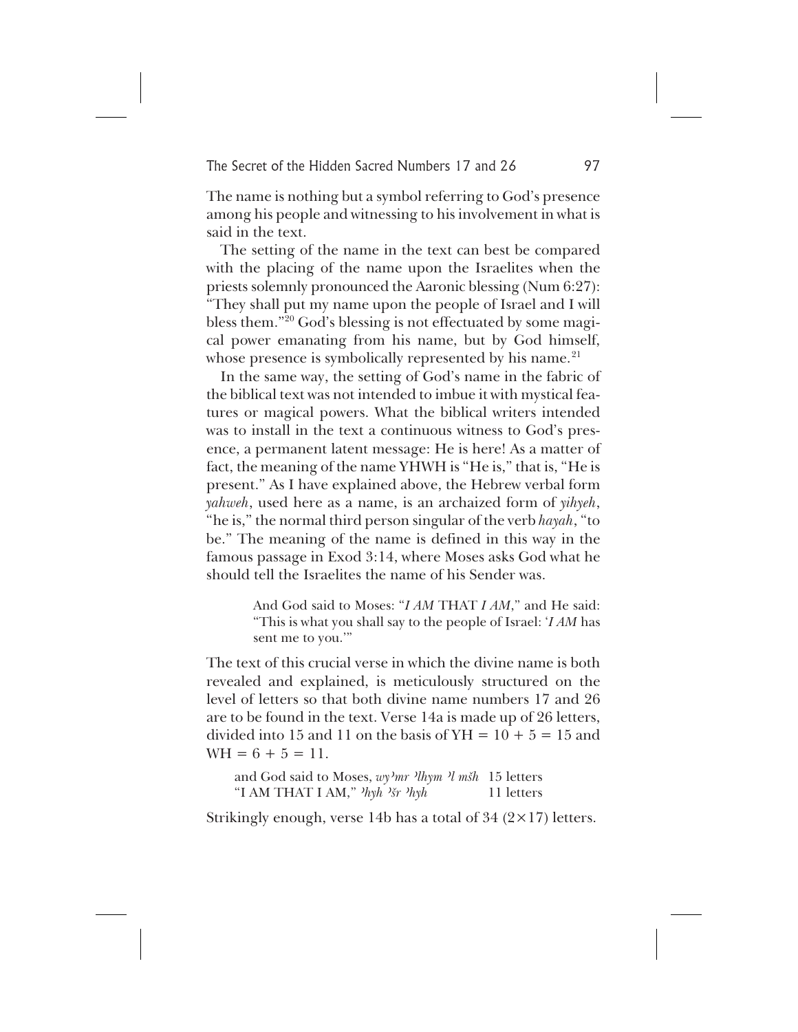The name is nothing but a symbol referring to God's presence among his people and witnessing to his involvement in what is said in the text.

The setting of the name in the text can best be compared with the placing of the name upon the Israelites when the priests solemnly pronounced the Aaronic blessing (Num 6:27): "They shall put my name upon the people of Israel and I will bless them."[20] God's blessing is not effectuated by some magical power emanating from his name, but by God himself, whose presence is symbolically represented by his name.[21]

In the same way, the setting of God's name in the fabric of the biblical text was not intended to imbue it with mystical features or magical powers. What the biblical writers intended was to install in the text a continuous witness to God's presence, a permanent latent message: He is here! As a matter of fact, the meaning of the name YHWH is "He is," that is, "He is present." As I have explained above, the Hebrew verbal form *yahweh*, used here as a name, is an archaized form of *yihyeh*, "he is," the normal third person singular of the verb *hayah*, "to be." The meaning of the name is defined in this way in the famous passage in Exod 3:14, where Moses asks God what he should tell the Israelites the name of his Sender was.

> And God said to Moses: "*I AM* THAT *I AM*," and He said: "This is what you shall say to the people of Israel: '*I AM* has sent me to you.'"

The text of this crucial verse in which the divine name is both revealed and explained, is meticulously structured on the level of letters so that both divine name numbers 17 and 26 are to be found in the text. Verse 14a is made up of 26 letters, divided into 15 and 11 on the basis of $YH = 10 + 5 = 15$ and $WH = 6 + 5 = 11$.

| | | |
|---|---|---|
| and God said to Moses, | *wyʾmr ʾlhym ʾl mšh* | 15 letters |
| "I AM THAT I AM," | *ʾhyh ʾšr ʾhyh* | 11 letters |

Strikingly enough, verse 14b has a total of 34 ($2 \times 17$) letters.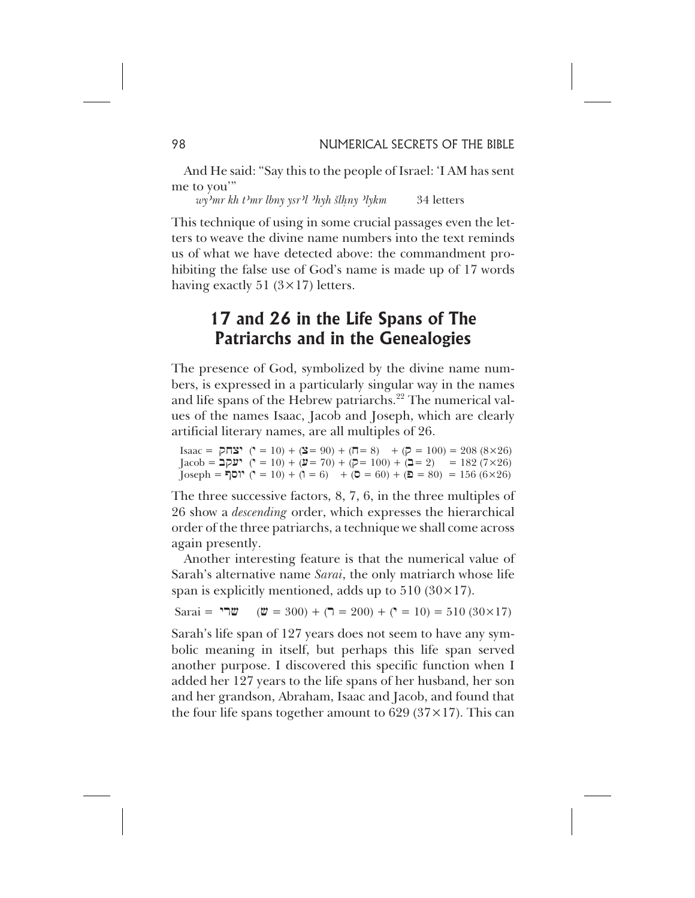And He said: "Say this to the people of Israel: 'I AM has sent me to you'"

*wyʾmr kh tʾmr lbny ysrʾl ʾhyh šlḥny ʾlykm* 34 letters

This technique of using in some crucial passages even the letters to weave the divine name numbers into the text reminds us of what we have detected above: the commandment prohibiting the false use of God's name is made up of 17 words having exactly 51 (3×17) letters.

## 17 and 26 in the Life Spans of The Patriarchs and in the Genealogies

The presence of God, symbolized by the divine name numbers, is expressed in a particularly singular way in the names and life spans of the Hebrew patriarchs.[22] The numerical values of the names Isaac, Jacob and Joseph, which are clearly artificial literary names, are all multiples of 26.

Isaac = יצחק (י = 10) + (צ = 90) + (ח = 8) + (ק = 100) = 208 (8×26)
Jacob = יעקב (י = 10) + (ע = 70) + (ק = 100) + (ב = 2) = 182 (7×26)
Joseph = יוסף (י = 10) + (ו = 6) + (ס = 60) + (פ = 80) = 156 (6×26)

The three successive factors, 8, 7, 6, in the three multiples of 26 show a *descending* order, which expresses the hierarchical order of the three patriarchs, a technique we shall come across again presently.

Another interesting feature is that the numerical value of Sarah's alternative name *Sarai*, the only matriarch whose life span is explicitly mentioned, adds up to 510 (30×17).

Sarai = שרי (ש = 300) + (ר = 200) + (י = 10) = 510 (30×17)

Sarah's life span of 127 years does not seem to have any symbolic meaning in itself, but perhaps this life span served another purpose. I discovered this specific function when I added her 127 years to the life spans of her husband, her son and her grandson, Abraham, Isaac and Jacob, and found that the four life spans together amount to 629 (37×17). This can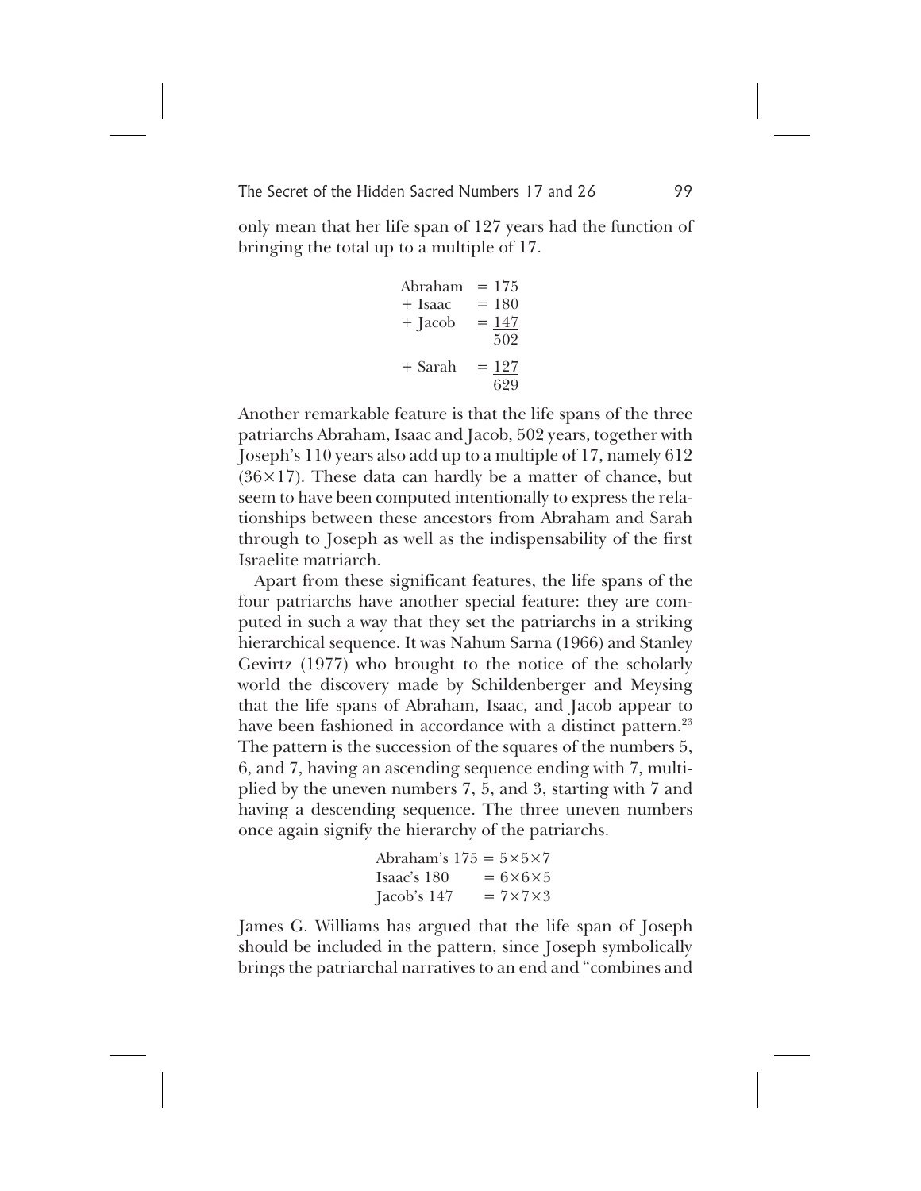only mean that her life span of 127 years had the function of bringing the total up to a multiple of 17.

| | |
|---|---|
| Abraham | = 175 |
| + Isaac | = 180 |
| + Jacob | = 147 |
| | 502 |
| + Sarah | = 127 |
| | 629 |

Another remarkable feature is that the life spans of the three patriarchs Abraham, Isaac and Jacob, 502 years, together with Joseph's 110 years also add up to a multiple of 17, namely 612 ($36 \times 17$). These data can hardly be a matter of chance, but seem to have been computed intentionally to express the relationships between these ancestors from Abraham and Sarah through to Joseph as well as the indispensability of the first Israelite matriarch.

Apart from these significant features, the life spans of the four patriarchs have another special feature: they are computed in such a way that they set the patriarchs in a striking hierarchical sequence. It was Nahum Sarna (1966) and Stanley Gevirtz (1977) who brought to the notice of the scholarly world the discovery made by Schildenberger and Meysing that the life spans of Abraham, Isaac, and Jacob appear to have been fashioned in accordance with a distinct pattern.[23] The pattern is the succession of the squares of the numbers 5, 6, and 7, having an ascending sequence ending with 7, multiplied by the uneven numbers 7, 5, and 3, starting with 7 and having a descending sequence. The three uneven numbers once again signify the hierarchy of the patriarchs.

| | |
|---|---|
| Abraham's 175 | $= 5 \times 5 \times 7$ |
| Isaac's 180 | $= 6 \times 6 \times 5$ |
| Jacob's 147 | $= 7 \times 7 \times 3$ |

James G. Williams has argued that the life span of Joseph should be included in the pattern, since Joseph symbolically brings the patriarchal narratives to an end and "combines and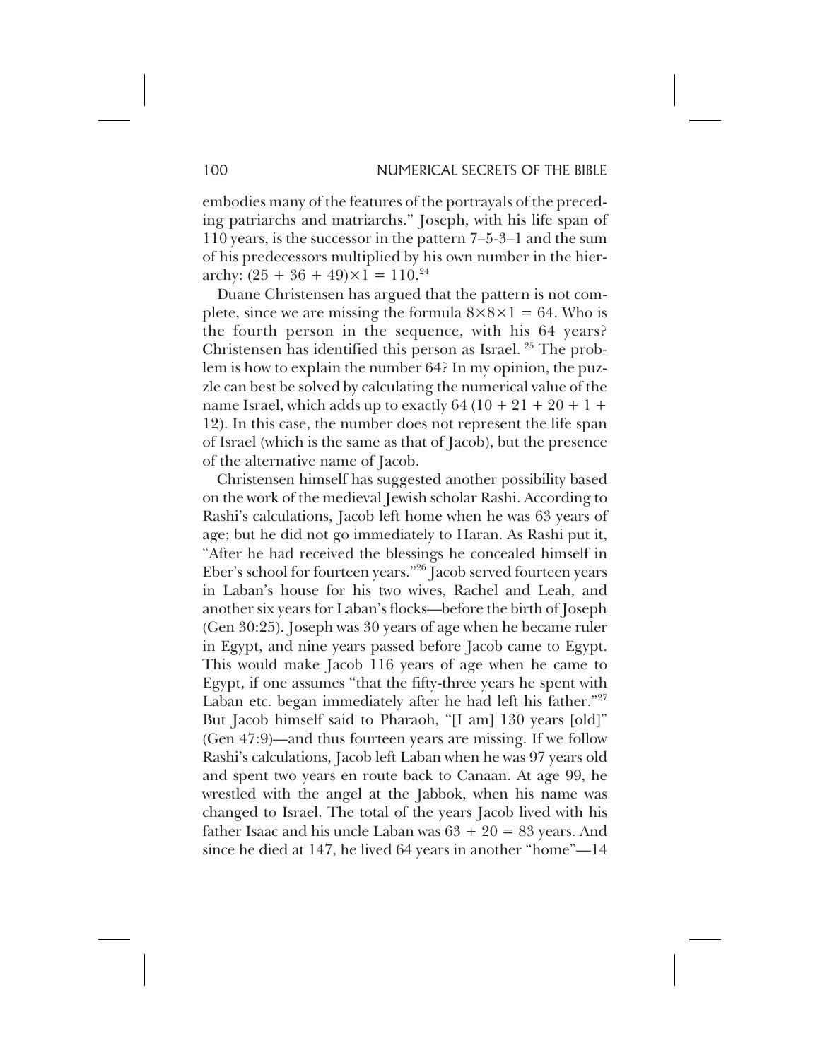embodies many of the features of the portrayals of the preceding patriarchs and matriarchs." Joseph, with his life span of 110 years, is the successor in the pattern 7–5-3–1 and the sum of his predecessors multiplied by his own number in the hierarchy: $(25 + 36 + 49) \times 1 = 110$.[24]

Duane Christensen has argued that the pattern is not complete, since we are missing the formula $8 \times 8 \times 1 = 64$. Who is the fourth person in the sequence, with his 64 years? Christensen has identified this person as Israel. [25] The problem is how to explain the number 64? In my opinion, the puzzle can best be solved by calculating the numerical value of the name Israel, which adds up to exactly 64 $(10 + 21 + 20 + 1 + 12)$. In this case, the number does not represent the life span of Israel (which is the same as that of Jacob), but the presence of the alternative name of Jacob.

Christensen himself has suggested another possibility based on the work of the medieval Jewish scholar Rashi. According to Rashi's calculations, Jacob left home when he was 63 years of age; but he did not go immediately to Haran. As Rashi put it, "After he had received the blessings he concealed himself in Eber's school for fourteen years."[26] Jacob served fourteen years in Laban's house for his two wives, Rachel and Leah, and another six years for Laban's flocks—before the birth of Joseph (Gen 30:25). Joseph was 30 years of age when he became ruler in Egypt, and nine years passed before Jacob came to Egypt. This would make Jacob 116 years of age when he came to Egypt, if one assumes "that the fifty-three years he spent with Laban etc. began immediately after he had left his father."[27] But Jacob himself said to Pharaoh, "[I am] 130 years [old]" (Gen 47:9)—and thus fourteen years are missing. If we follow Rashi's calculations, Jacob left Laban when he was 97 years old and spent two years en route back to Canaan. At age 99, he wrestled with the angel at the Jabbok, when his name was changed to Israel. The total of the years Jacob lived with his father Isaac and his uncle Laban was $63 + 20 = 83$ years. And since he died at 147, he lived 64 years in another "home"—14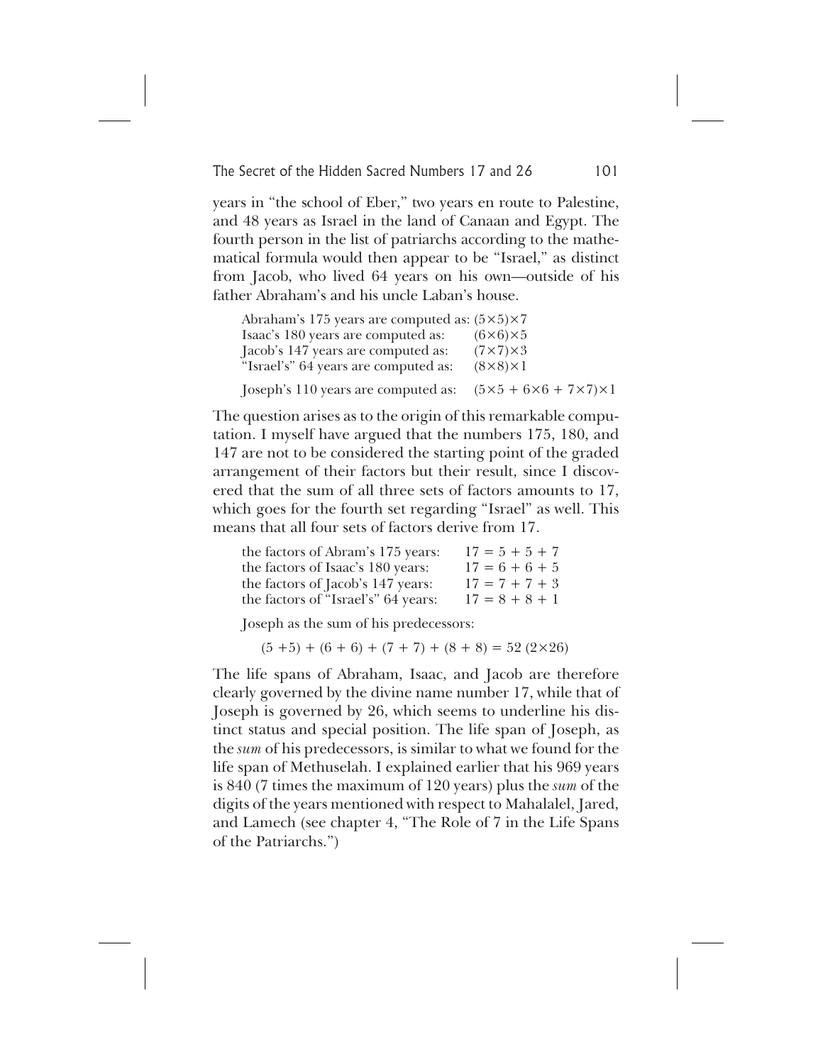years in "the school of Eber," two years en route to Palestine, and 48 years as Israel in the land of Canaan and Egypt. The fourth person in the list of patriarchs according to the mathematical formula would then appear to be "Israel," as distinct from Jacob, who lived 64 years on his own—outside of his father Abraham's and his uncle Laban's house.

| | |
|---|---|
| Abraham's 175 years are computed as: | $(5\times5)\times7$ |
| Isaac's 180 years are computed as: | $(6\times6)\times5$ |
| Jacob's 147 years are computed as: | $(7\times7)\times3$ |
| "Israel's" 64 years are computed as: | $(8\times8)\times1$ |
| Joseph's 110 years are computed as: | $(5\times5 + 6\times6 + 7\times7)\times1$ |

The question arises as to the origin of this remarkable computation. I myself have argued that the numbers 175, 180, and 147 are not to be considered the starting point of the graded arrangement of their factors but their result, since I discovered that the sum of all three sets of factors amounts to 17, which goes for the fourth set regarding "Israel" as well. This means that all four sets of factors derive from 17.

| | |
|---|---|
| the factors of Abram's 175 years: | $17 = 5 + 5 + 7$ |
| the factors of Isaac's 180 years: | $17 = 6 + 6 + 5$ |
| the factors of Jacob's 147 years: | $17 = 7 + 7 + 3$ |
| the factors of "Israel's" 64 years: | $17 = 8 + 8 + 1$ |

Joseph as the sum of his predecessors:

$$(5 + 5) + (6 + 6) + (7 + 7) + (8 + 8) = 52\ (2\times26)$$

The life spans of Abraham, Isaac, and Jacob are therefore clearly governed by the divine name number 17, while that of Joseph is governed by 26, which seems to underline his distinct status and special position. The life span of Joseph, as the *sum* of his predecessors, is similar to what we found for the life span of Methuselah. I explained earlier that his 969 years is 840 (7 times the maximum of 120 years) plus the *sum* of the digits of the years mentioned with respect to Mahalalel, Jared, and Lamech (see chapter 4, "The Role of 7 in the Life Spans of the Patriarchs.")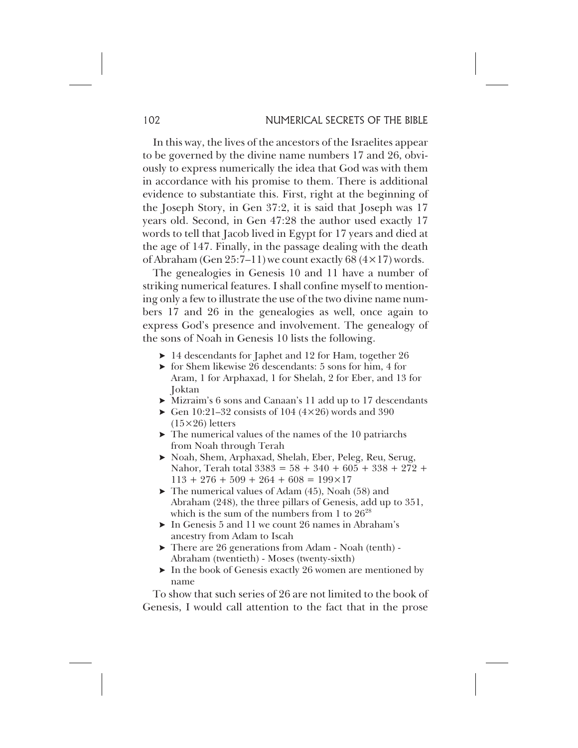In this way, the lives of the ancestors of the Israelites appear to be governed by the divine name numbers 17 and 26, obviously to express numerically the idea that God was with them in accordance with his promise to them. There is additional evidence to substantiate this. First, right at the beginning of the Joseph Story, in Gen 37:2, it is said that Joseph was 17 years old. Second, in Gen 47:28 the author used exactly 17 words to tell that Jacob lived in Egypt for 17 years and died at the age of 147. Finally, in the passage dealing with the death of Abraham (Gen 25:7–11) we count exactly 68 ($4 \times 17$) words.

The genealogies in Genesis 10 and 11 have a number of striking numerical features. I shall confine myself to mentioning only a few to illustrate the use of the two divine name numbers 17 and 26 in the genealogies as well, once again to express God's presence and involvement. The genealogy of the sons of Noah in Genesis 10 lists the following.

- 14 descendants for Japhet and 12 for Ham, together 26
- for Shem likewise 26 descendants: 5 sons for him, 4 for Aram, 1 for Arphaxad, 1 for Shelah, 2 for Eber, and 13 for Joktan
- Mizraim's 6 sons and Canaan's 11 add up to 17 descendants
- Gen 10:21–32 consists of 104 ($4 \times 26$) words and 390 ($15 \times 26$) letters
- The numerical values of the names of the 10 patriarchs from Noah through Terah
- Noah, Shem, Arphaxad, Shelah, Eber, Peleg, Reu, Serug, Nahor, Terah total $3383 = 58 + 340 + 605 + 338 + 272 + 113 + 276 + 509 + 264 + 608 = 199 \times 17$
- The numerical values of Adam (45), Noah (58) and Abraham (248), the three pillars of Genesis, add up to 351, which is the sum of the numbers from 1 to 26[28]
- In Genesis 5 and 11 we count 26 names in Abraham's ancestry from Adam to Iscah
- There are 26 generations from Adam - Noah (tenth) - Abraham (twentieth) - Moses (twenty-sixth)
- In the book of Genesis exactly 26 women are mentioned by name

To show that such series of 26 are not limited to the book of Genesis, I would call attention to the fact that in the prose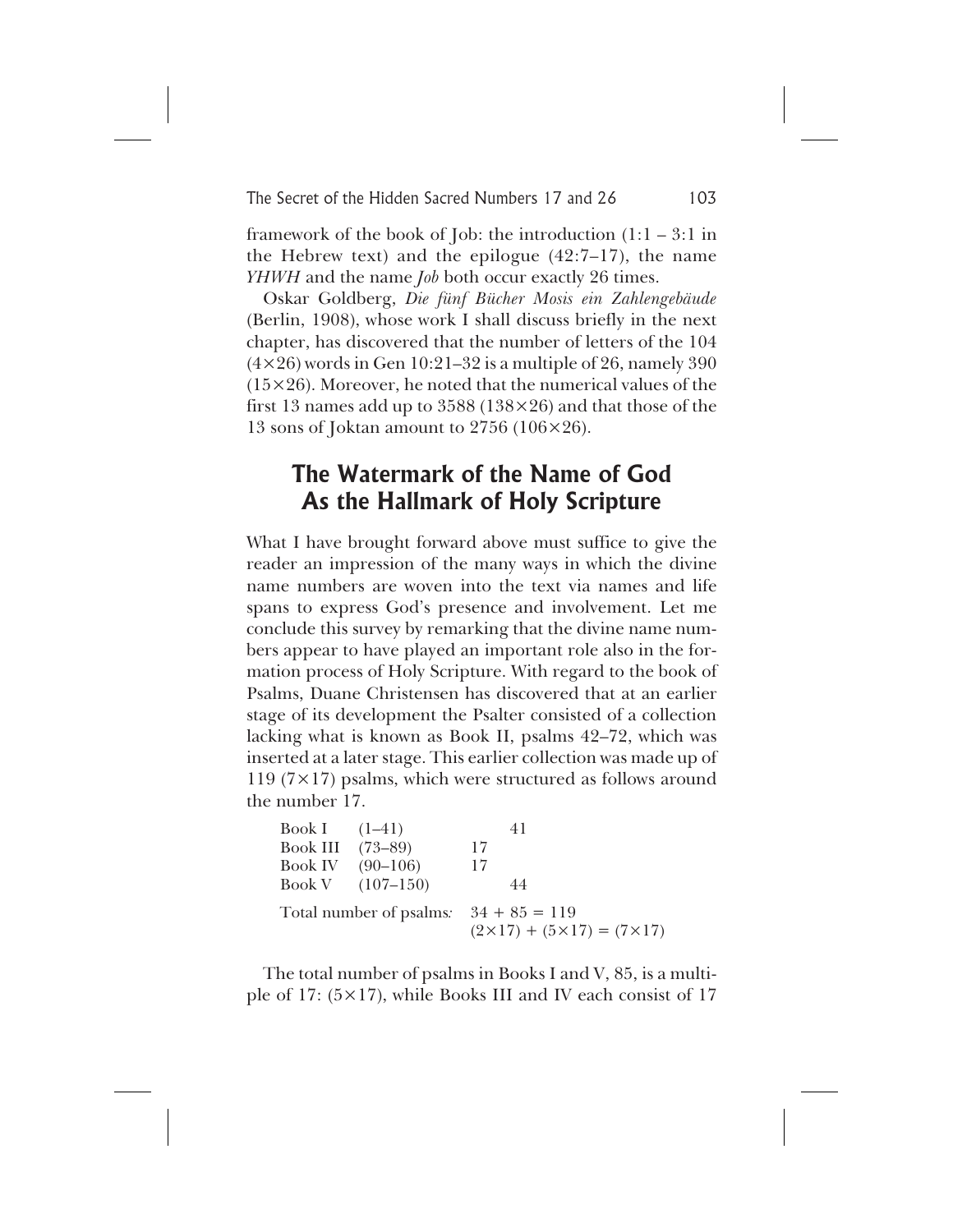framework of the book of Job: the introduction (1:1 – 3:1 in the Hebrew text) and the epilogue (42:7–17), the name *YHWH* and the name *Job* both occur exactly 26 times.

Oskar Goldberg, *Die fünf Bücher Mosis ein Zahlengebäude* (Berlin, 1908), whose work I shall discuss briefly in the next chapter, has discovered that the number of letters of the 104 (4×26) words in Gen 10:21–32 is a multiple of 26, namely 390 (15×26). Moreover, he noted that the numerical values of the first 13 names add up to 3588 (138×26) and that those of the 13 sons of Joktan amount to 2756 (106×26).

## The Watermark of the Name of God As the Hallmark of Holy Scripture

What I have brought forward above must suffice to give the reader an impression of the many ways in which the divine name numbers are woven into the text via names and life spans to express God's presence and involvement. Let me conclude this survey by remarking that the divine name numbers appear to have played an important role also in the formation process of Holy Scripture. With regard to the book of Psalms, Duane Christensen has discovered that at an earlier stage of its development the Psalter consisted of a collection lacking what is known as Book II, psalms 42–72, which was inserted at a later stage. This earlier collection was made up of 119 (7×17) psalms, which were structured as follows around the number 17.

| | | | |
|---|---|---|---|
| Book I | (1–41) | | 41 |
| Book III | (73–89) | 17 | |
| Book IV | (90–106) | 17 | |
| Book V | (107–150) | | 44 |
| Total number of psalms: | | 34 + 85 = 119 | |
| | | (2×17) + (5×17) = (7×17) | |

The total number of psalms in Books I and V, 85, is a multiple of 17: (5×17), while Books III and IV each consist of 17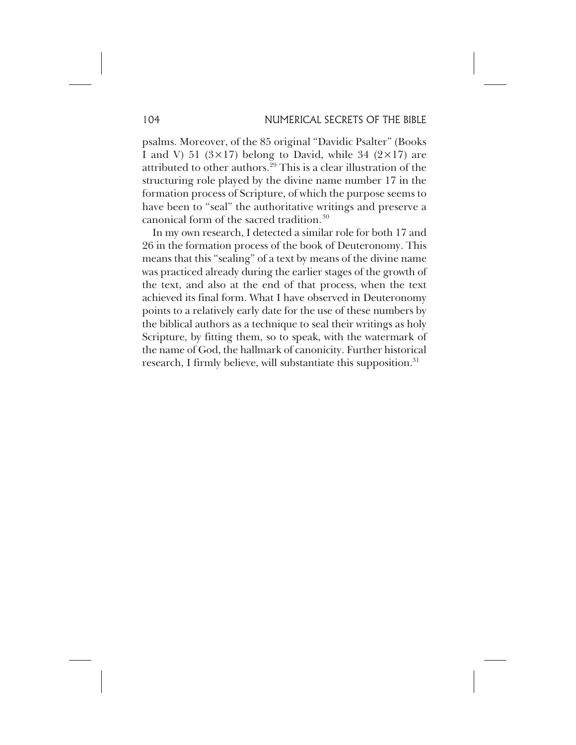psalms. Moreover, of the 85 original "Davidic Psalter" (Books I and V) 51 (3×17) belong to David, while 34 (2×17) are attributed to other authors.[29] This is a clear illustration of the structuring role played by the divine name number 17 in the formation process of Scripture, of which the purpose seems to have been to "seal" the authoritative writings and preserve a canonical form of the sacred tradition.[30]

In my own research, I detected a similar role for both 17 and 26 in the formation process of the book of Deuteronomy. This means that this "sealing" of a text by means of the divine name was practiced already during the earlier stages of the growth of the text, and also at the end of that process, when the text achieved its final form. What I have observed in Deuteronomy points to a relatively early date for the use of these numbers by the biblical authors as a technique to seal their writings as holy Scripture, by fitting them, so to speak, with the watermark of the name of God, the hallmark of canonicity. Further historical research, I firmly believe, will substantiate this supposition.[31]